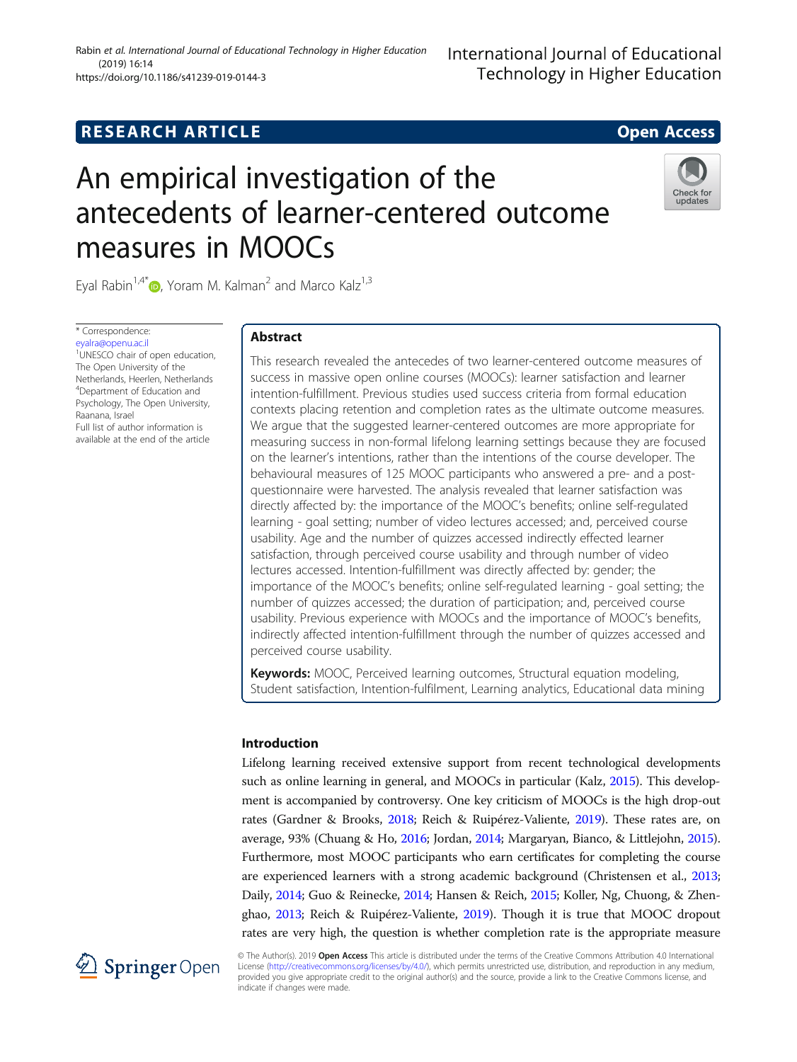RESEARCH ARTICLE

Open Access

# An empirical investigation of the antecedents of learner-centered outcome measures in MOOCs

Eyal Rabin[1,4*], Yoram M. Kalman[2] and Marco Kalz[1,3]

\* Correspondence: eyalra@openu.ac.il
[1]UNESCO chair of open education, The Open University of the Netherlands, Heerlen, Netherlands
[4]Department of Education and Psychology, The Open University, Raanana, Israel
Full list of author information is available at the end of the article

## Abstract

This research revealed the antecedes of two learner-centered outcome measures of success in massive open online courses (MOOCs): learner satisfaction and learner intention-fulfillment. Previous studies used success criteria from formal education contexts placing retention and completion rates as the ultimate outcome measures. We argue that the suggested learner-centered outcomes are more appropriate for measuring success in non-formal lifelong learning settings because they are focused on the learner's intentions, rather than the intentions of the course developer. The behavioural measures of 125 MOOC participants who answered a pre- and a post-questionnaire were harvested. The analysis revealed that learner satisfaction was directly affected by: the importance of the MOOC's benefits; online self-regulated learning - goal setting; number of video lectures accessed; and, perceived course usability. Age and the number of quizzes accessed indirectly effected learner satisfaction, through perceived course usability and through number of video lectures accessed. Intention-fulfillment was directly affected by: gender; the importance of the MOOC's benefits; online self-regulated learning - goal setting; the number of quizzes accessed; the duration of participation; and, perceived course usability. Previous experience with MOOCs and the importance of MOOC's benefits, indirectly affected intention-fulfillment through the number of quizzes accessed and perceived course usability.

**Keywords:** MOOC, Perceived learning outcomes, Structural equation modeling, Student satisfaction, Intention-fulfilment, Learning analytics, Educational data mining

## Introduction

Lifelong learning received extensive support from recent technological developments such as online learning in general, and MOOCs in particular (Kalz, 2015). This development is accompanied by controversy. One key criticism of MOOCs is the high drop-out rates (Gardner & Brooks, 2018; Reich & Ruipérez-Valiente, 2019). These rates are, on average, 93% (Chuang & Ho, 2016; Jordan, 2014; Margaryan, Bianco, & Littlejohn, 2015). Furthermore, most MOOC participants who earn certificates for completing the course are experienced learners with a strong academic background (Christensen et al., 2013; Daily, 2014; Guo & Reinecke, 2014; Hansen & Reich, 2015; Koller, Ng, Chuong, & Zhenghao, 2013; Reich & Ruipérez-Valiente, 2019). Though it is true that MOOC dropout rates are very high, the question is whether completion rate is the appropriate measure

© The Author(s). 2019 **Open Access** This article is distributed under the terms of the Creative Commons Attribution 4.0 International License (http://creativecommons.org/licenses/by/4.0/), which permits unrestricted use, distribution, and reproduction in any medium, provided you give appropriate credit to the original author(s) and the source, provide a link to the Creative Commons license, and indicate if changes were made.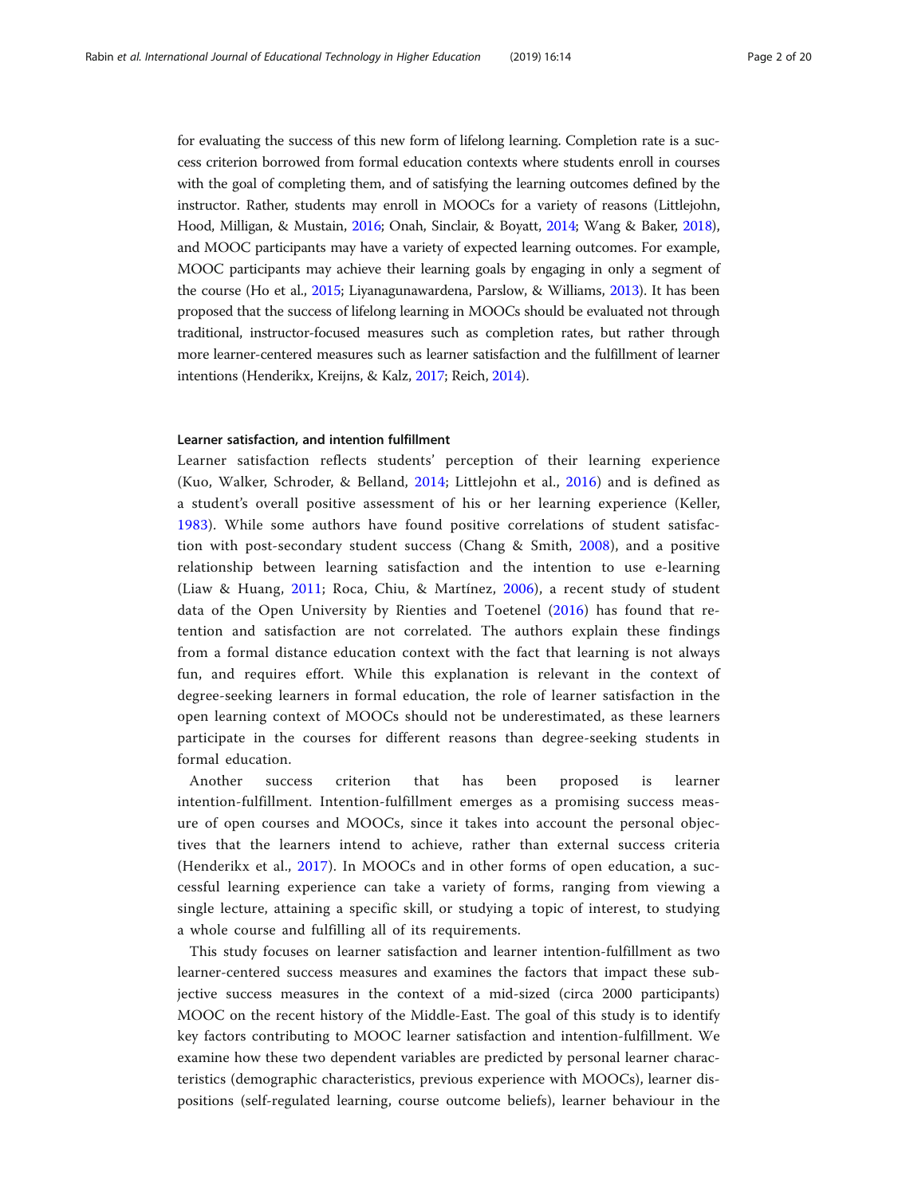for evaluating the success of this new form of lifelong learning. Completion rate is a success criterion borrowed from formal education contexts where students enroll in courses with the goal of completing them, and of satisfying the learning outcomes defined by the instructor. Rather, students may enroll in MOOCs for a variety of reasons (Littlejohn, Hood, Milligan, & Mustain, 2016; Onah, Sinclair, & Boyatt, 2014; Wang & Baker, 2018), and MOOC participants may have a variety of expected learning outcomes. For example, MOOC participants may achieve their learning goals by engaging in only a segment of the course (Ho et al., 2015; Liyanagunawardena, Parslow, & Williams, 2013). It has been proposed that the success of lifelong learning in MOOCs should be evaluated not through traditional, instructor-focused measures such as completion rates, but rather through more learner-centered measures such as learner satisfaction and the fulfillment of learner intentions (Henderikx, Kreijns, & Kalz, 2017; Reich, 2014).

### Learner satisfaction, and intention fulfillment

Learner satisfaction reflects students' perception of their learning experience (Kuo, Walker, Schroder, & Belland, 2014; Littlejohn et al., 2016) and is defined as a student's overall positive assessment of his or her learning experience (Keller, 1983). While some authors have found positive correlations of student satisfaction with post-secondary student success (Chang & Smith, 2008), and a positive relationship between learning satisfaction and the intention to use e-learning (Liaw & Huang, 2011; Roca, Chiu, & Martínez, 2006), a recent study of student data of the Open University by Rienties and Toetenel (2016) has found that retention and satisfaction are not correlated. The authors explain these findings from a formal distance education context with the fact that learning is not always fun, and requires effort. While this explanation is relevant in the context of degree-seeking learners in formal education, the role of learner satisfaction in the open learning context of MOOCs should not be underestimated, as these learners participate in the courses for different reasons than degree-seeking students in formal education.

Another success criterion that has been proposed is learner intention-fulfillment. Intention-fulfillment emerges as a promising success measure of open courses and MOOCs, since it takes into account the personal objectives that the learners intend to achieve, rather than external success criteria (Henderikx et al., 2017). In MOOCs and in other forms of open education, a successful learning experience can take a variety of forms, ranging from viewing a single lecture, attaining a specific skill, or studying a topic of interest, to studying a whole course and fulfilling all of its requirements.

This study focuses on learner satisfaction and learner intention-fulfillment as two learner-centered success measures and examines the factors that impact these subjective success measures in the context of a mid-sized (circa 2000 participants) MOOC on the recent history of the Middle-East. The goal of this study is to identify key factors contributing to MOOC learner satisfaction and intention-fulfillment. We examine how these two dependent variables are predicted by personal learner characteristics (demographic characteristics, previous experience with MOOCs), learner dispositions (self-regulated learning, course outcome beliefs), learner behaviour in the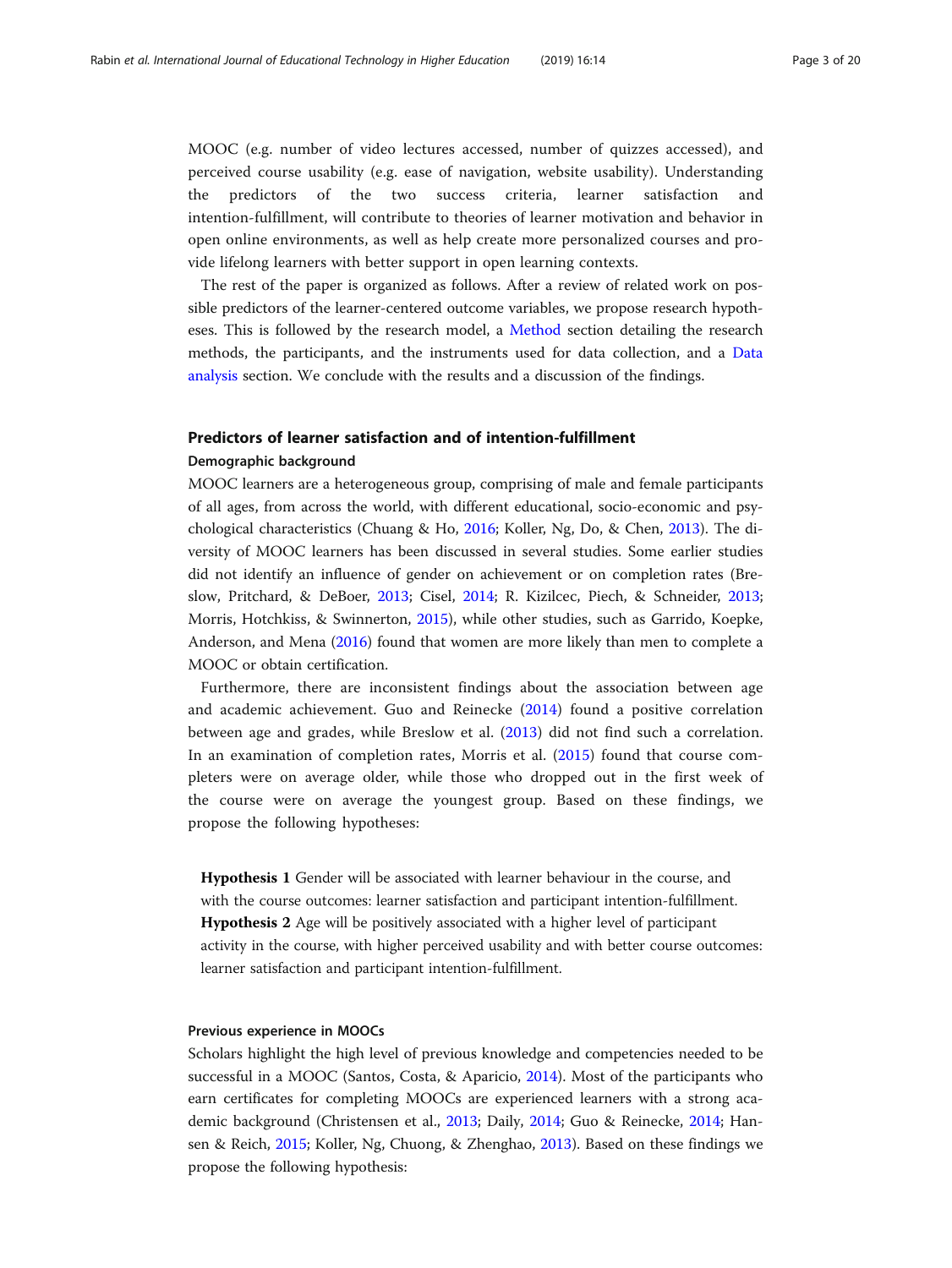MOOC (e.g. number of video lectures accessed, number of quizzes accessed), and perceived course usability (e.g. ease of navigation, website usability). Understanding the predictors of the two success criteria, learner satisfaction and intention-fulfillment, will contribute to theories of learner motivation and behavior in open online environments, as well as help create more personalized courses and provide lifelong learners with better support in open learning contexts.

The rest of the paper is organized as follows. After a review of related work on possible predictors of the learner-centered outcome variables, we propose research hypotheses. This is followed by the research model, a Method section detailing the research methods, the participants, and the instruments used for data collection, and a Data analysis section. We conclude with the results and a discussion of the findings.

## Predictors of learner satisfaction and of intention-fulfillment

### Demographic background

MOOC learners are a heterogeneous group, comprising of male and female participants of all ages, from across the world, with different educational, socio-economic and psychological characteristics (Chuang & Ho, 2016; Koller, Ng, Do, & Chen, 2013). The diversity of MOOC learners has been discussed in several studies. Some earlier studies did not identify an influence of gender on achievement or on completion rates (Breslow, Pritchard, & DeBoer, 2013; Cisel, 2014; R. Kizilcec, Piech, & Schneider, 2013; Morris, Hotchkiss, & Swinnerton, 2015), while other studies, such as Garrido, Koepke, Anderson, and Mena (2016) found that women are more likely than men to complete a MOOC or obtain certification.

Furthermore, there are inconsistent findings about the association between age and academic achievement. Guo and Reinecke (2014) found a positive correlation between age and grades, while Breslow et al. (2013) did not find such a correlation. In an examination of completion rates, Morris et al. (2015) found that course completers were on average older, while those who dropped out in the first week of the course were on average the youngest group. Based on these findings, we propose the following hypotheses:

> **Hypothesis 1** Gender will be associated with learner behaviour in the course, and with the course outcomes: learner satisfaction and participant intention-fulfillment.
> **Hypothesis 2** Age will be positively associated with a higher level of participant activity in the course, with higher perceived usability and with better course outcomes: learner satisfaction and participant intention-fulfillment.

### Previous experience in MOOCs

Scholars highlight the high level of previous knowledge and competencies needed to be successful in a MOOC (Santos, Costa, & Aparicio, 2014). Most of the participants who earn certificates for completing MOOCs are experienced learners with a strong academic background (Christensen et al., 2013; Daily, 2014; Guo & Reinecke, 2014; Hansen & Reich, 2015; Koller, Ng, Chuong, & Zhenghao, 2013). Based on these findings we propose the following hypothesis: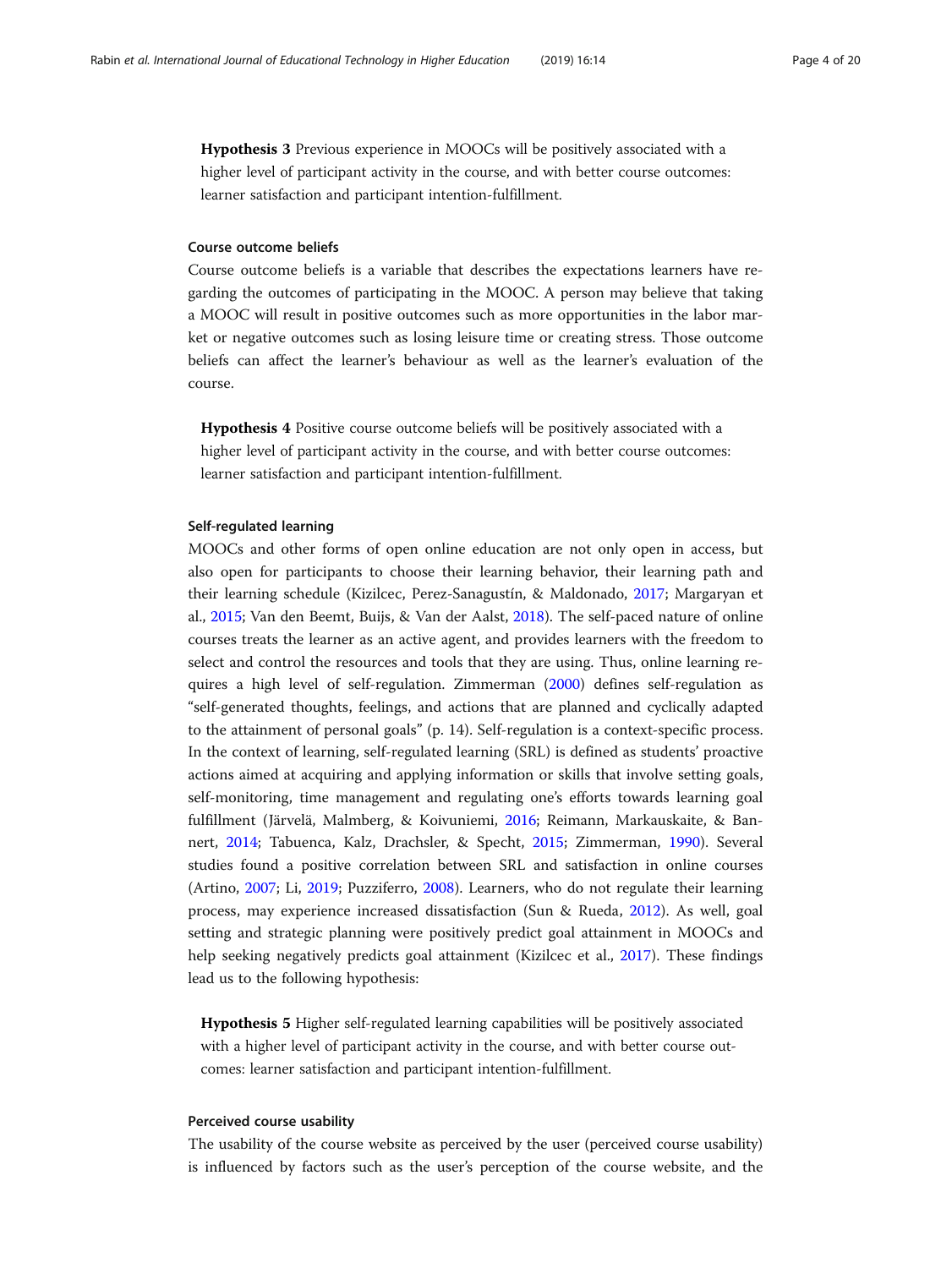**Hypothesis 3** Previous experience in MOOCs will be positively associated with a higher level of participant activity in the course, and with better course outcomes: learner satisfaction and participant intention-fulfillment.

#### Course outcome beliefs

Course outcome beliefs is a variable that describes the expectations learners have regarding the outcomes of participating in the MOOC. A person may believe that taking a MOOC will result in positive outcomes such as more opportunities in the labor market or negative outcomes such as losing leisure time or creating stress. Those outcome beliefs can affect the learner's behaviour as well as the learner's evaluation of the course.

**Hypothesis 4** Positive course outcome beliefs will be positively associated with a higher level of participant activity in the course, and with better course outcomes: learner satisfaction and participant intention-fulfillment.

#### Self-regulated learning

MOOCs and other forms of open online education are not only open in access, but also open for participants to choose their learning behavior, their learning path and their learning schedule (Kizilcec, Perez-Sanagustín, & Maldonado, 2017; Margaryan et al., 2015; Van den Beemt, Buijs, & Van der Aalst, 2018). The self-paced nature of online courses treats the learner as an active agent, and provides learners with the freedom to select and control the resources and tools that they are using. Thus, online learning requires a high level of self-regulation. Zimmerman (2000) defines self-regulation as "self-generated thoughts, feelings, and actions that are planned and cyclically adapted to the attainment of personal goals" (p. 14). Self-regulation is a context-specific process. In the context of learning, self-regulated learning (SRL) is defined as students' proactive actions aimed at acquiring and applying information or skills that involve setting goals, self-monitoring, time management and regulating one's efforts towards learning goal fulfillment (Järvelä, Malmberg, & Koivuniemi, 2016; Reimann, Markauskaite, & Bannert, 2014; Tabuenca, Kalz, Drachsler, & Specht, 2015; Zimmerman, 1990). Several studies found a positive correlation between SRL and satisfaction in online courses (Artino, 2007; Li, 2019; Puzziferro, 2008). Learners, who do not regulate their learning process, may experience increased dissatisfaction (Sun & Rueda, 2012). As well, goal setting and strategic planning were positively predict goal attainment in MOOCs and help seeking negatively predicts goal attainment (Kizilcec et al., 2017). These findings lead us to the following hypothesis:

**Hypothesis 5** Higher self-regulated learning capabilities will be positively associated with a higher level of participant activity in the course, and with better course outcomes: learner satisfaction and participant intention-fulfillment.

#### Perceived course usability

The usability of the course website as perceived by the user (perceived course usability) is influenced by factors such as the user's perception of the course website, and the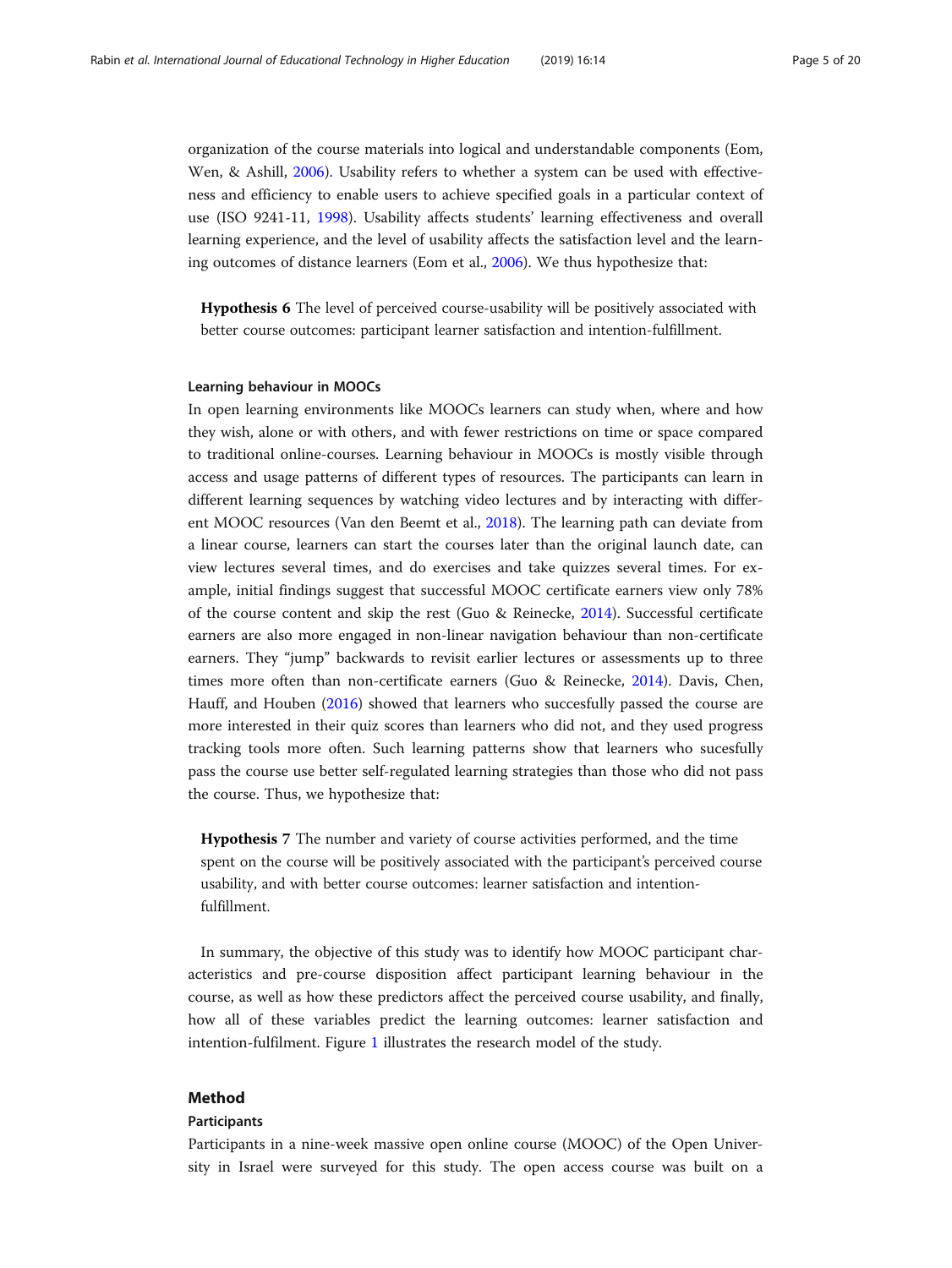organization of the course materials into logical and understandable components (Eom, Wen, & Ashill, 2006). Usability refers to whether a system can be used with effectiveness and efficiency to enable users to achieve specified goals in a particular context of use (ISO 9241-11, 1998). Usability affects students' learning effectiveness and overall learning experience, and the level of usability affects the satisfaction level and the learning outcomes of distance learners (Eom et al., 2006). We thus hypothesize that:

> **Hypothesis 6** The level of perceived course-usability will be positively associated with better course outcomes: participant learner satisfaction and intention-fulfillment.

### Learning behaviour in MOOCs

In open learning environments like MOOCs learners can study when, where and how they wish, alone or with others, and with fewer restrictions on time or space compared to traditional online-courses. Learning behaviour in MOOCs is mostly visible through access and usage patterns of different types of resources. The participants can learn in different learning sequences by watching video lectures and by interacting with different MOOC resources (Van den Beemt et al., 2018). The learning path can deviate from a linear course, learners can start the courses later than the original launch date, can view lectures several times, and do exercises and take quizzes several times. For example, initial findings suggest that successful MOOC certificate earners view only 78% of the course content and skip the rest (Guo & Reinecke, 2014). Successful certificate earners are also more engaged in non-linear navigation behaviour than non-certificate earners. They "jump" backwards to revisit earlier lectures or assessments up to three times more often than non-certificate earners (Guo & Reinecke, 2014). Davis, Chen, Hauff, and Houben (2016) showed that learners who succesfully passed the course are more interested in their quiz scores than learners who did not, and they used progress tracking tools more often. Such learning patterns show that learners who sucesfully pass the course use better self-regulated learning strategies than those who did not pass the course. Thus, we hypothesize that:

> **Hypothesis 7** The number and variety of course activities performed, and the time spent on the course will be positively associated with the participant's perceived course usability, and with better course outcomes: learner satisfaction and intention-fulfillment.

In summary, the objective of this study was to identify how MOOC participant characteristics and pre-course disposition affect participant learning behaviour in the course, as well as how these predictors affect the perceived course usability, and finally, how all of these variables predict the learning outcomes: learner satisfaction and intention-fulfilment. Figure 1 illustrates the research model of the study.

## Method

### Participants

Participants in a nine-week massive open online course (MOOC) of the Open University in Israel were surveyed for this study. The open access course was built on a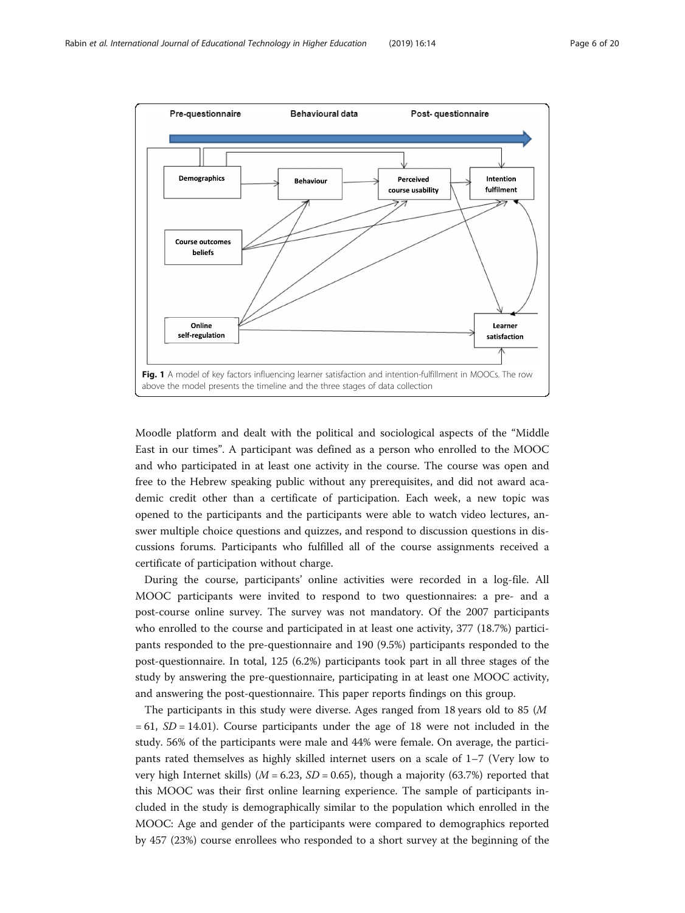Fig. 1 A model of key factors influencing learner satisfaction and intention-fulfillment in MOOCs. The row above the model presents the timeline and the three stages of data collection

Moodle platform and dealt with the political and sociological aspects of the "Middle East in our times". A participant was defined as a person who enrolled to the MOOC and who participated in at least one activity in the course. The course was open and free to the Hebrew speaking public without any prerequisites, and did not award academic credit other than a certificate of participation. Each week, a new topic was opened to the participants and the participants were able to watch video lectures, answer multiple choice questions and quizzes, and respond to discussion questions in discussions forums. Participants who fulfilled all of the course assignments received a certificate of participation without charge.

During the course, participants' online activities were recorded in a log-file. All MOOC participants were invited to respond to two questionnaires: a pre- and a post-course online survey. The survey was not mandatory. Of the 2007 participants who enrolled to the course and participated in at least one activity, 377 (18.7%) participants responded to the pre-questionnaire and 190 (9.5%) participants responded to the post-questionnaire. In total, 125 (6.2%) participants took part in all three stages of the study by answering the pre-questionnaire, participating in at least one MOOC activity, and answering the post-questionnaire. This paper reports findings on this group.

The participants in this study were diverse. Ages ranged from 18 years old to 85 ($M = 61$, $SD = 14.01$). Course participants under the age of 18 were not included in the study. 56% of the participants were male and 44% were female. On average, the participants rated themselves as highly skilled internet users on a scale of 1–7 (Very low to very high Internet skills) ($M = 6.23$, $SD = 0.65$), though a majority (63.7%) reported that this MOOC was their first online learning experience. The sample of participants included in the study is demographically similar to the population which enrolled in the MOOC: Age and gender of the participants were compared to demographics reported by 457 (23%) course enrollees who responded to a short survey at the beginning of the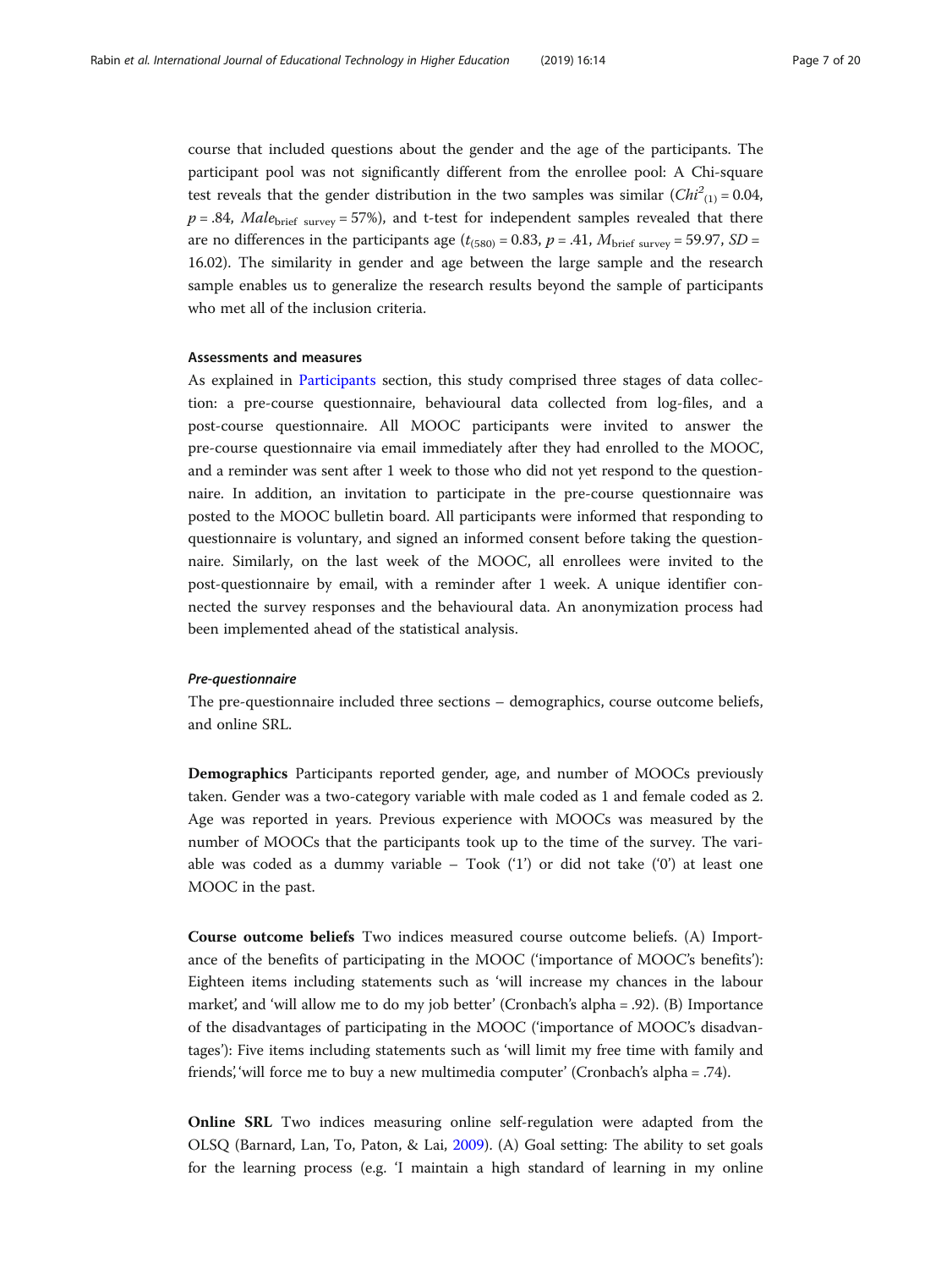course that included questions about the gender and the age of the participants. The participant pool was not significantly different from the enrollee pool: A Chi-square test reveals that the gender distribution in the two samples was similar ($Chi^2_{(1)} = 0.04$, $p = .84$, $Male_{\text{brief survey}} = 57\%$), and t-test for independent samples revealed that there are no differences in the participants age ($t_{(580)} = 0.83$, $p = .41$, $M_{\text{brief survey}} = 59.97$, $SD = 16.02$). The similarity in gender and age between the large sample and the research sample enables us to generalize the research results beyond the sample of participants who met all of the inclusion criteria.

### Assessments and measures

As explained in Participants section, this study comprised three stages of data collection: a pre-course questionnaire, behavioural data collected from log-files, and a post-course questionnaire. All MOOC participants were invited to answer the pre-course questionnaire via email immediately after they had enrolled to the MOOC, and a reminder was sent after 1 week to those who did not yet respond to the questionnaire. In addition, an invitation to participate in the pre-course questionnaire was posted to the MOOC bulletin board. All participants were informed that responding to questionnaire is voluntary, and signed an informed consent before taking the questionnaire. Similarly, on the last week of the MOOC, all enrollees were invited to the post-questionnaire by email, with a reminder after 1 week. A unique identifier connected the survey responses and the behavioural data. An anonymization process had been implemented ahead of the statistical analysis.

#### *Pre-questionnaire*

The pre-questionnaire included three sections – demographics, course outcome beliefs, and online SRL.

**Demographics** Participants reported gender, age, and number of MOOCs previously taken. Gender was a two-category variable with male coded as 1 and female coded as 2. Age was reported in years. Previous experience with MOOCs was measured by the number of MOOCs that the participants took up to the time of the survey. The variable was coded as a dummy variable – Took ('1') or did not take ('0') at least one MOOC in the past.

**Course outcome beliefs** Two indices measured course outcome beliefs. (A) Importance of the benefits of participating in the MOOC ('importance of MOOC's benefits'): Eighteen items including statements such as 'will increase my chances in the labour market', and 'will allow me to do my job better' (Cronbach's alpha = .92). (B) Importance of the disadvantages of participating in the MOOC ('importance of MOOC's disadvantages'): Five items including statements such as 'will limit my free time with family and friends', 'will force me to buy a new multimedia computer' (Cronbach's alpha = .74).

**Online SRL** Two indices measuring online self-regulation were adapted from the OLSQ (Barnard, Lan, To, Paton, & Lai, 2009). (A) Goal setting: The ability to set goals for the learning process (e.g. 'I maintain a high standard of learning in my online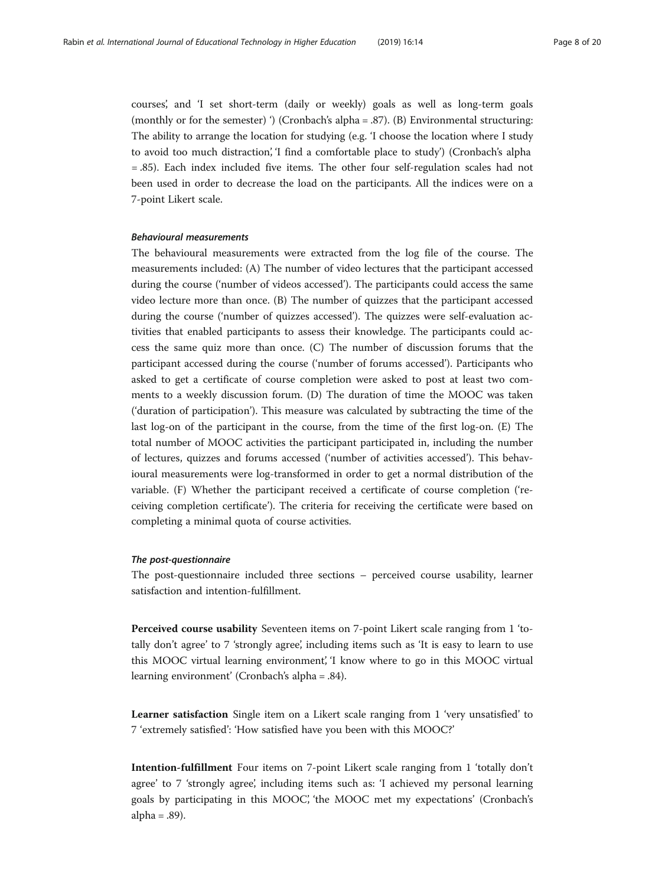courses', and 'I set short-term (daily or weekly) goals as well as long-term goals (monthly or for the semester) ') (Cronbach's alpha = .87). (B) Environmental structuring: The ability to arrange the location for studying (e.g. 'I choose the location where I study to avoid too much distraction', 'I find a comfortable place to study') (Cronbach's alpha = .85). Each index included five items. The other four self-regulation scales had not been used in order to decrease the load on the participants. All the indices were on a 7-point Likert scale.

#### *Behavioural measurements*

The behavioural measurements were extracted from the log file of the course. The measurements included: (A) The number of video lectures that the participant accessed during the course ('number of videos accessed'). The participants could access the same video lecture more than once. (B) The number of quizzes that the participant accessed during the course ('number of quizzes accessed'). The quizzes were self-evaluation activities that enabled participants to assess their knowledge. The participants could access the same quiz more than once. (C) The number of discussion forums that the participant accessed during the course ('number of forums accessed'). Participants who asked to get a certificate of course completion were asked to post at least two comments to a weekly discussion forum. (D) The duration of time the MOOC was taken ('duration of participation'). This measure was calculated by subtracting the time of the last log-on of the participant in the course, from the time of the first log-on. (E) The total number of MOOC activities the participant participated in, including the number of lectures, quizzes and forums accessed ('number of activities accessed'). This behavioural measurements were log-transformed in order to get a normal distribution of the variable. (F) Whether the participant received a certificate of course completion ('receiving completion certificate'). The criteria for receiving the certificate were based on completing a minimal quota of course activities.

#### *The post-questionnaire*

The post-questionnaire included three sections – perceived course usability, learner satisfaction and intention-fulfillment.

**Perceived course usability** Seventeen items on 7-point Likert scale ranging from 1 'totally don't agree' to 7 'strongly agree', including items such as 'It is easy to learn to use this MOOC virtual learning environment', 'I know where to go in this MOOC virtual learning environment' (Cronbach's alpha = .84).

**Learner satisfaction** Single item on a Likert scale ranging from 1 'very unsatisfied' to 7 'extremely satisfied': 'How satisfied have you been with this MOOC?'

**Intention-fulfillment** Four items on 7-point Likert scale ranging from 1 'totally don't agree' to 7 'strongly agree', including items such as: 'I achieved my personal learning goals by participating in this MOOC', 'the MOOC met my expectations' (Cronbach's alpha = .89).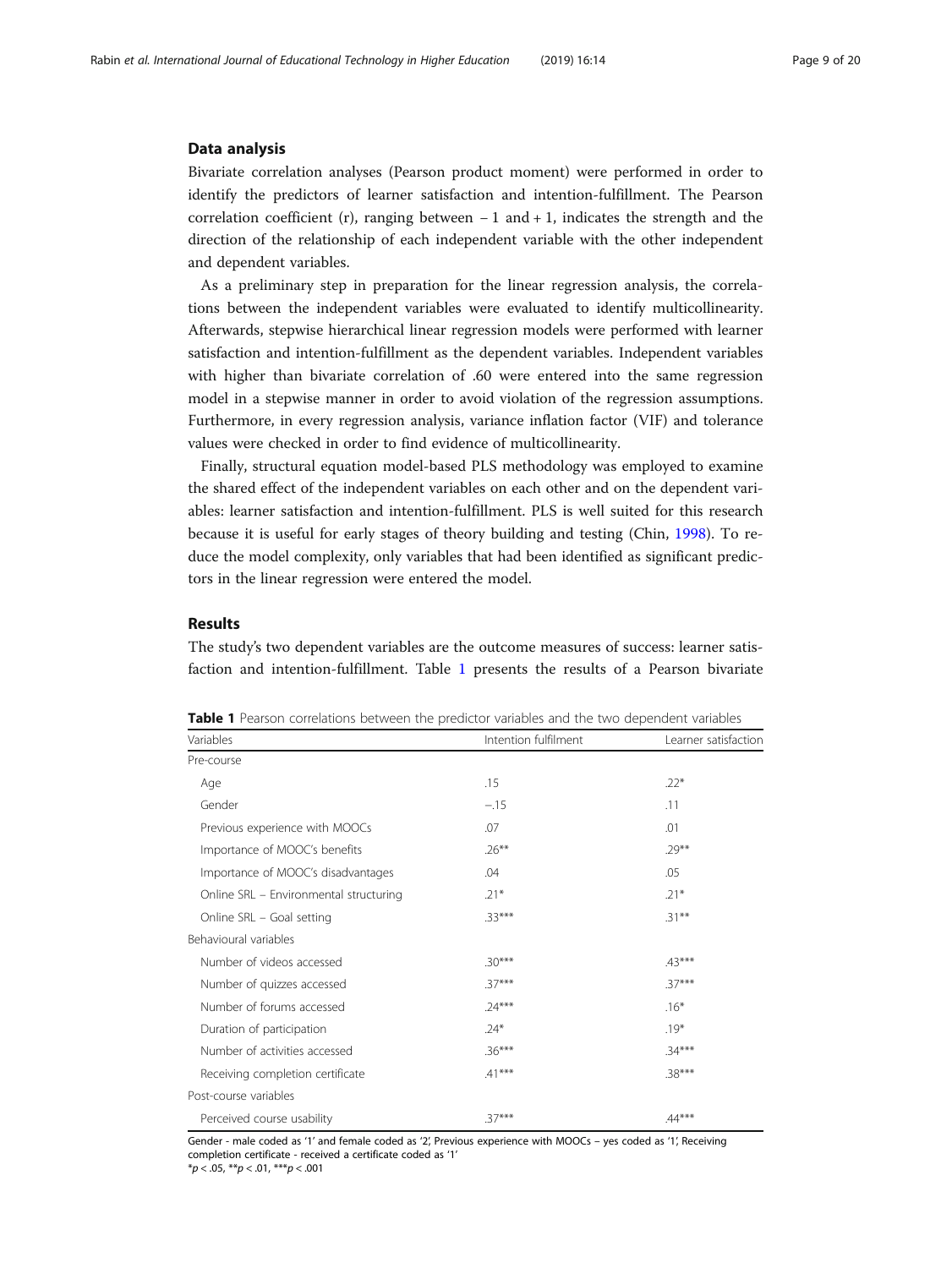## Data analysis

Bivariate correlation analyses (Pearson product moment) were performed in order to identify the predictors of learner satisfaction and intention-fulfillment. The Pearson correlation coefficient (r), ranging between − 1 and + 1, indicates the strength and the direction of the relationship of each independent variable with the other independent and dependent variables.

As a preliminary step in preparation for the linear regression analysis, the correlations between the independent variables were evaluated to identify multicollinearity. Afterwards, stepwise hierarchical linear regression models were performed with learner satisfaction and intention-fulfillment as the dependent variables. Independent variables with higher than bivariate correlation of .60 were entered into the same regression model in a stepwise manner in order to avoid violation of the regression assumptions. Furthermore, in every regression analysis, variance inflation factor (VIF) and tolerance values were checked in order to find evidence of multicollinearity.

Finally, structural equation model-based PLS methodology was employed to examine the shared effect of the independent variables on each other and on the dependent variables: learner satisfaction and intention-fulfillment. PLS is well suited for this research because it is useful for early stages of theory building and testing (Chin, 1998). To reduce the model complexity, only variables that had been identified as significant predictors in the linear regression were entered the model.

## Results

The study's two dependent variables are the outcome measures of success: learner satisfaction and intention-fulfillment. Table 1 presents the results of a Pearson bivariate

**Table 1** Pearson correlations between the predictor variables and the two dependent variables

| Variables | Intention fulfilment | Learner satisfaction |
|---|---|---|
| Pre-course | | |
| Age | .15 | .22* |
| Gender | −.15 | .11 |
| Previous experience with MOOCs | .07 | .01 |
| Importance of MOOC's benefits | .26** | .29** |
| Importance of MOOC's disadvantages | .04 | .05 |
| Online SRL – Environmental structuring | .21* | .21* |
| Online SRL – Goal setting | .33*** | .31** |
| Behavioural variables | | |
| Number of videos accessed | .30*** | .43*** |
| Number of quizzes accessed | .37*** | .37*** |
| Number of forums accessed | .24*** | .16* |
| Duration of participation | .24* | .19* |
| Number of activities accessed | .36*** | .34*** |
| Receiving completion certificate | .41*** | .38*** |
| Post-course variables | | |
| Perceived course usability | .37*** | .44*** |

Gender - male coded as '1' and female coded as '2', Previous experience with MOOCs – yes coded as '1', Receiving completion certificate - received a certificate coded as '1'

*$p < .05$, **$p < .01$, ***$p < .001$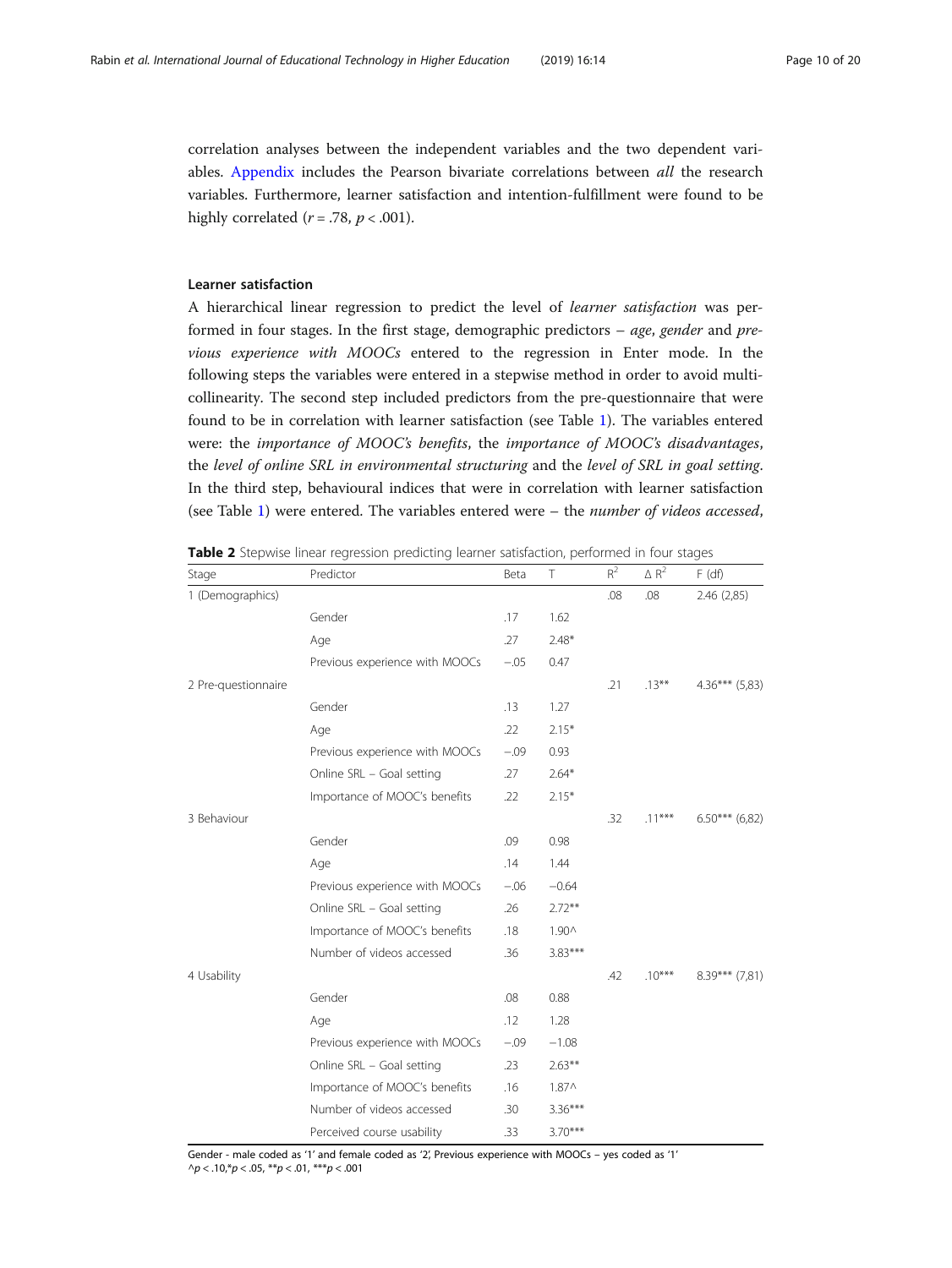correlation analyses between the independent variables and the two dependent variables. Appendix includes the Pearson bivariate correlations between *all* the research variables. Furthermore, learner satisfaction and intention-fulfillment were found to be highly correlated ($r = .78$, $p < .001$).

### Learner satisfaction

A hierarchical linear regression to predict the level of *learner satisfaction* was performed in four stages. In the first stage, demographic predictors – *age*, *gender* and *previous experience with MOOCs* entered to the regression in Enter mode. In the following steps the variables were entered in a stepwise method in order to avoid multicollinearity. The second step included predictors from the pre-questionnaire that were found to be in correlation with learner satisfaction (see Table 1). The variables entered were: the *importance of MOOC's benefits*, the *importance of MOOC's disadvantages*, the *level of online SRL in environmental structuring* and the *level of SRL in goal setting*. In the third step, behavioural indices that were in correlation with learner satisfaction (see Table 1) were entered. The variables entered were – the *number of videos accessed*,

**Table 2** Stepwise linear regression predicting learner satisfaction, performed in four stages

| Stage | Predictor | Beta | T | $R^2$ | $\Delta R^2$ | F (df) |
|---|---|---|---|---|---|---|
| 1 (Demographics) | | | | .08 | .08 | 2.46 (2,85) |
| | Gender | .17 | 1.62 | | | |
| | Age | .27 | 2.48* | | | |
| | Previous experience with MOOCs | −.05 | 0.47 | | | |
| 2 Pre-questionnaire | | | | .21 | .13** | 4.36*** (5,83) |
| | Gender | .13 | 1.27 | | | |
| | Age | .22 | 2.15* | | | |
| | Previous experience with MOOCs | −.09 | 0.93 | | | |
| | Online SRL – Goal setting | .27 | 2.64* | | | |
| | Importance of MOOC's benefits | .22 | 2.15* | | | |
| 3 Behaviour | | | | .32 | .11*** | 6.50*** (6,82) |
| | Gender | .09 | 0.98 | | | |
| | Age | .14 | 1.44 | | | |
| | Previous experience with MOOCs | −.06 | −0.64 | | | |
| | Online SRL – Goal setting | .26 | 2.72** | | | |
| | Importance of MOOC's benefits | .18 | 1.90^ | | | |
| | Number of videos accessed | .36 | 3.83*** | | | |
| 4 Usability | | | | .42 | .10*** | 8.39*** (7,81) |
| | Gender | .08 | 0.88 | | | |
| | Age | .12 | 1.28 | | | |
| | Previous experience with MOOCs | −.09 | −1.08 | | | |
| | Online SRL – Goal setting | .23 | 2.63** | | | |
| | Importance of MOOC's benefits | .16 | 1.87^ | | | |
| | Number of videos accessed | .30 | 3.36*** | | | |
| | Perceived course usability | .33 | 3.70*** | | | |

Gender - male coded as '1' and female coded as '2', Previous experience with MOOCs – yes coded as '1'
^$p < .10$, *$p < .05$, **$p < .01$, ***$p < .001$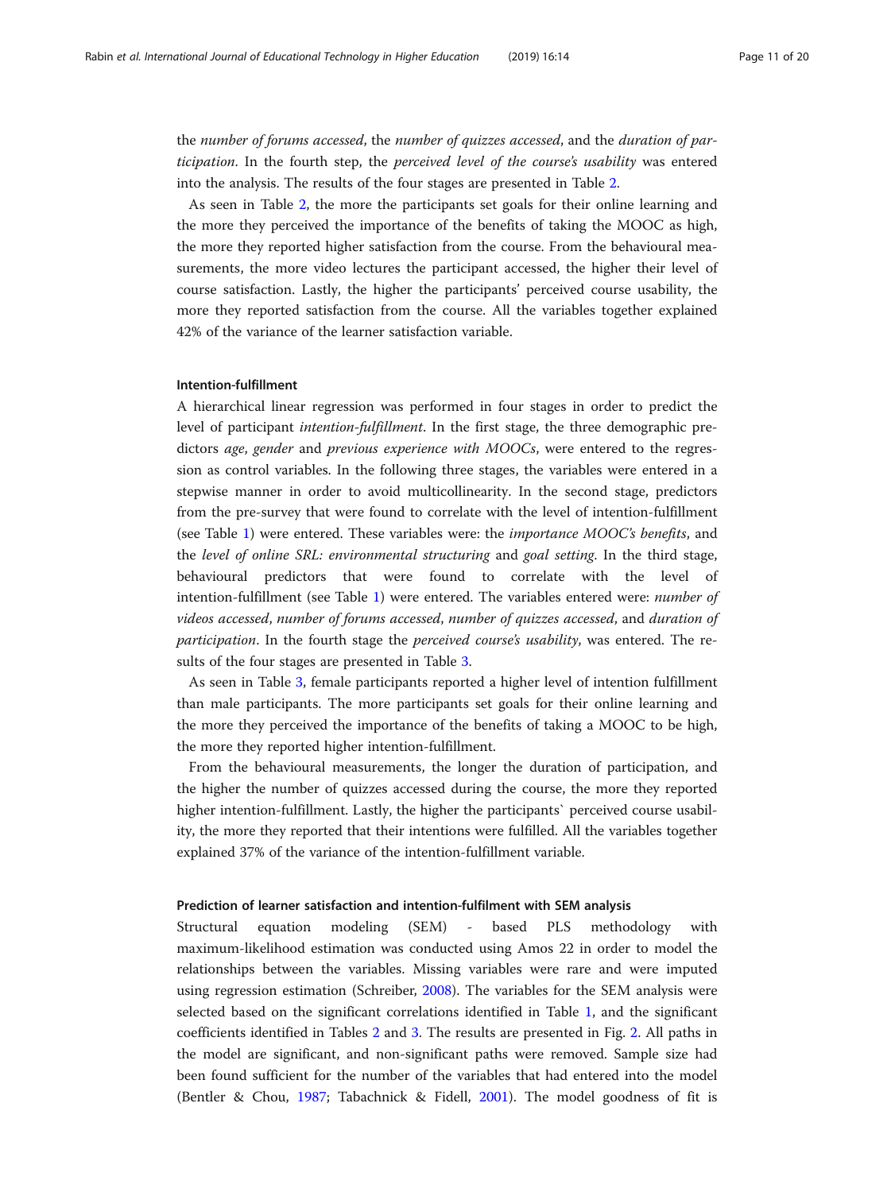the *number of forums accessed*, the *number of quizzes accessed*, and the *duration of participation*. In the fourth step, the *perceived level of the course's usability* was entered into the analysis. The results of the four stages are presented in Table 2.

As seen in Table 2, the more the participants set goals for their online learning and the more they perceived the importance of the benefits of taking the MOOC as high, the more they reported higher satisfaction from the course. From the behavioural measurements, the more video lectures the participant accessed, the higher their level of course satisfaction. Lastly, the higher the participants' perceived course usability, the more they reported satisfaction from the course. All the variables together explained 42% of the variance of the learner satisfaction variable.

#### Intention-fulfillment

A hierarchical linear regression was performed in four stages in order to predict the level of participant *intention-fulfillment*. In the first stage, the three demographic predictors *age*, *gender* and *previous experience with MOOCs*, were entered to the regression as control variables. In the following three stages, the variables were entered in a stepwise manner in order to avoid multicollinearity. In the second stage, predictors from the pre-survey that were found to correlate with the level of intention-fulfillment (see Table 1) were entered. These variables were: the *importance MOOC's benefits*, and the *level of online SRL: environmental structuring* and *goal setting*. In the third stage, behavioural predictors that were found to correlate with the level of intention-fulfillment (see Table 1) were entered. The variables entered were: *number of videos accessed*, *number of forums accessed*, *number of quizzes accessed*, and *duration of participation*. In the fourth stage the *perceived course's usability*, was entered. The results of the four stages are presented in Table 3.

As seen in Table 3, female participants reported a higher level of intention fulfillment than male participants. The more participants set goals for their online learning and the more they perceived the importance of the benefits of taking a MOOC to be high, the more they reported higher intention-fulfillment.

From the behavioural measurements, the longer the duration of participation, and the higher the number of quizzes accessed during the course, the more they reported higher intention-fulfillment. Lastly, the higher the participants` perceived course usability, the more they reported that their intentions were fulfilled. All the variables together explained 37% of the variance of the intention-fulfillment variable.

#### Prediction of learner satisfaction and intention-fulfilment with SEM analysis

Structural equation modeling (SEM) - based PLS methodology with maximum-likelihood estimation was conducted using Amos 22 in order to model the relationships between the variables. Missing variables were rare and were imputed using regression estimation (Schreiber, 2008). The variables for the SEM analysis were selected based on the significant correlations identified in Table 1, and the significant coefficients identified in Tables 2 and 3. The results are presented in Fig. 2. All paths in the model are significant, and non-significant paths were removed. Sample size had been found sufficient for the number of the variables that had entered into the model (Bentler & Chou, 1987; Tabachnick & Fidell, 2001). The model goodness of fit is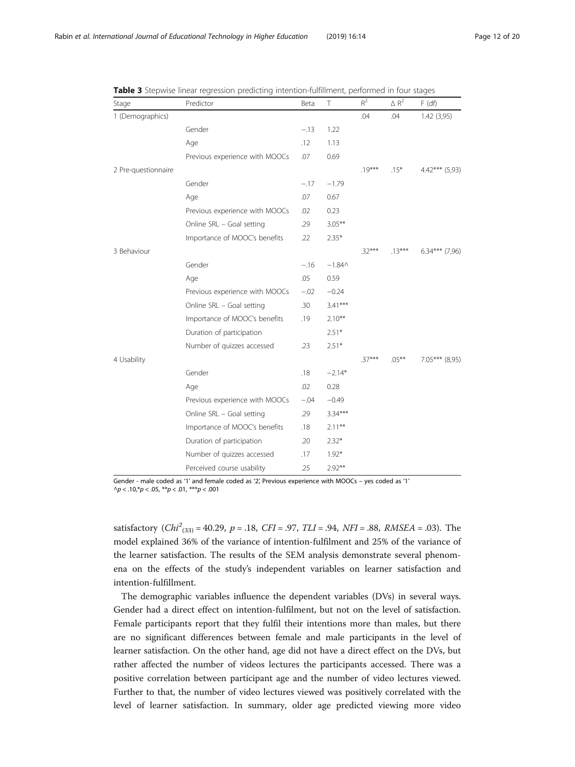**Table 3** Stepwise linear regression predicting intention-fulfillment, performed in four stages

| Stage | Predictor | Beta | T | $R^2$ | $\Delta R^2$ | F (df) |
|---|---|---|---|---|---|---|
| 1 (Demographics) | | | | .04 | .04 | 1.42 (3,95) |
| | Gender | −.13 | 1.22 | | | |
| | Age | .12 | 1.13 | | | |
| | Previous experience with MOOCs | .07 | 0.69 | | | |
| 2 Pre-questionnaire | | | | .19*** | .15* | 4.42*** (5,93) |
| | Gender | −.17 | −1.79 | | | |
| | Age | .07 | 0.67 | | | |
| | Previous experience with MOOCs | .02 | 0.23 | | | |
| | Online SRL – Goal setting | .29 | 3.05** | | | |
| | Importance of MOOC's benefits | .22 | 2.35* | | | |
| 3 Behaviour | | | | .32*** | .13*** | 6.34*** (7,96) |
| | Gender | −.16 | −1.84^ | | | |
| | Age | .05 | 0.59 | | | |
| | Previous experience with MOOCs | −.02 | −0.24 | | | |
| | Online SRL – Goal setting | .30 | 3.41*** | | | |
| | Importance of MOOC's benefits | .19 | 2.10** | | | |
| | Duration of participation | | 2.51* | | | |
| | Number of quizzes accessed | .23 | 2.51* | | | |
| 4 Usability | | | | .37*** | .05** | 7.05*** (8,95) |
| | Gender | .18 | −2.14* | | | |
| | Age | .02 | 0.28 | | | |
| | Previous experience with MOOCs | −.04 | −0.49 | | | |
| | Online SRL – Goal setting | .29 | 3.34*** | | | |
| | Importance of MOOC's benefits | .18 | 2.11** | | | |
| | Duration of participation | .20 | 2.32* | | | |
| | Number of quizzes accessed | .17 | 1.92* | | | |
| | Perceived course usability | .25 | 2.92** | | | |

Gender - male coded as '1' and female coded as '2', Previous experience with MOOCs – yes coded as '1'
^$p < .10$,*$p < .05$, **$p < .01$, ***$p < .001$

satisfactory ($Chi^2_{(33)} = 40.29$, $p = .18$, $CFI = .97$, $TLI = .94$, $NFI = .88$, $RMSEA = .03$). The model explained 36% of the variance of intention-fulfilment and 25% of the variance of the learner satisfaction. The results of the SEM analysis demonstrate several phenomena on the effects of the study's independent variables on learner satisfaction and intention-fulfillment.

The demographic variables influence the dependent variables (DVs) in several ways. Gender had a direct effect on intention-fulfilment, but not on the level of satisfaction. Female participants report that they fulfil their intentions more than males, but there are no significant differences between female and male participants in the level of learner satisfaction. On the other hand, age did not have a direct effect on the DVs, but rather affected the number of videos lectures the participants accessed. There was a positive correlation between participant age and the number of video lectures viewed. Further to that, the number of video lectures viewed was positively correlated with the level of learner satisfaction. In summary, older age predicted viewing more video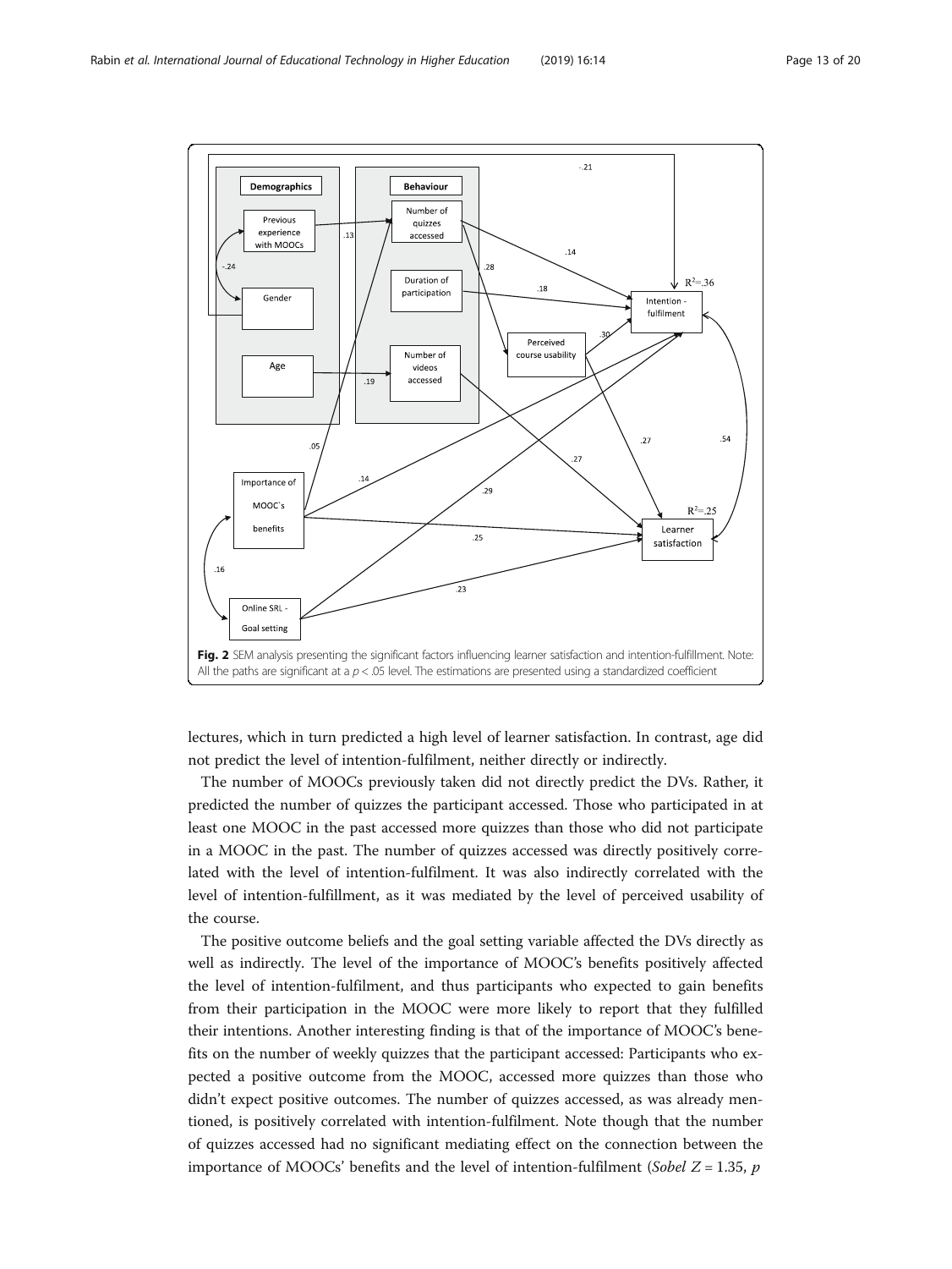**Fig. 2** SEM analysis presenting the significant factors influencing learner satisfaction and intention-fulfillment. Note: All the paths are significant at a $p < .05$ level. The estimations are presented using a standardized coefficient

lectures, which in turn predicted a high level of learner satisfaction. In contrast, age did not predict the level of intention-fulfilment, neither directly or indirectly.

The number of MOOCs previously taken did not directly predict the DVs. Rather, it predicted the number of quizzes the participant accessed. Those who participated in at least one MOOC in the past accessed more quizzes than those who did not participate in a MOOC in the past. The number of quizzes accessed was directly positively correlated with the level of intention-fulfilment. It was also indirectly correlated with the level of intention-fulfillment, as it was mediated by the level of perceived usability of the course.

The positive outcome beliefs and the goal setting variable affected the DVs directly as well as indirectly. The level of the importance of MOOC's benefits positively affected the level of intention-fulfilment, and thus participants who expected to gain benefits from their participation in the MOOC were more likely to report that they fulfilled their intentions. Another interesting finding is that of the importance of MOOC's benefits on the number of weekly quizzes that the participant accessed: Participants who expected a positive outcome from the MOOC, accessed more quizzes than those who didn't expect positive outcomes. The number of quizzes accessed, as was already mentioned, is positively correlated with intention-fulfilment. Note though that the number of quizzes accessed had no significant mediating effect on the connection between the importance of MOOCs' benefits and the level of intention-fulfilment (*Sobel* $Z = 1.35$, $p$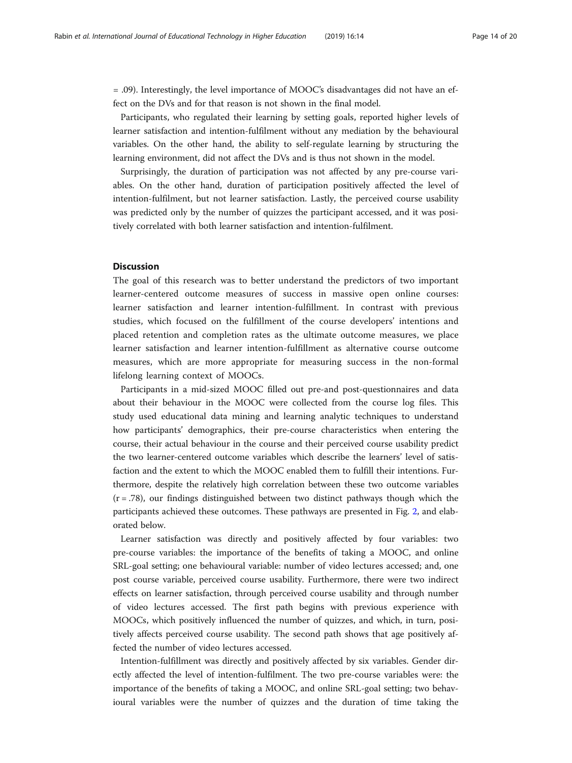= .09). Interestingly, the level importance of MOOC's disadvantages did not have an effect on the DVs and for that reason is not shown in the final model.

Participants, who regulated their learning by setting goals, reported higher levels of learner satisfaction and intention-fulfilment without any mediation by the behavioural variables. On the other hand, the ability to self-regulate learning by structuring the learning environment, did not affect the DVs and is thus not shown in the model.

Surprisingly, the duration of participation was not affected by any pre-course variables. On the other hand, duration of participation positively affected the level of intention-fulfilment, but not learner satisfaction. Lastly, the perceived course usability was predicted only by the number of quizzes the participant accessed, and it was positively correlated with both learner satisfaction and intention-fulfilment.

## Discussion

The goal of this research was to better understand the predictors of two important learner-centered outcome measures of success in massive open online courses: learner satisfaction and learner intention-fulfillment. In contrast with previous studies, which focused on the fulfillment of the course developers' intentions and placed retention and completion rates as the ultimate outcome measures, we place learner satisfaction and learner intention-fulfillment as alternative course outcome measures, which are more appropriate for measuring success in the non-formal lifelong learning context of MOOCs.

Participants in a mid-sized MOOC filled out pre-and post-questionnaires and data about their behaviour in the MOOC were collected from the course log files. This study used educational data mining and learning analytic techniques to understand how participants' demographics, their pre-course characteristics when entering the course, their actual behaviour in the course and their perceived course usability predict the two learner-centered outcome variables which describe the learners' level of satisfaction and the extent to which the MOOC enabled them to fulfill their intentions. Furthermore, despite the relatively high correlation between these two outcome variables ($r = .78$), our findings distinguished between two distinct pathways though which the participants achieved these outcomes. These pathways are presented in Fig. 2, and elaborated below.

Learner satisfaction was directly and positively affected by four variables: two pre-course variables: the importance of the benefits of taking a MOOC, and online SRL-goal setting; one behavioural variable: number of video lectures accessed; and, one post course variable, perceived course usability. Furthermore, there were two indirect effects on learner satisfaction, through perceived course usability and through number of video lectures accessed. The first path begins with previous experience with MOOCs, which positively influenced the number of quizzes, and which, in turn, positively affects perceived course usability. The second path shows that age positively affected the number of video lectures accessed.

Intention-fulfillment was directly and positively affected by six variables. Gender directly affected the level of intention-fulfilment. The two pre-course variables were: the importance of the benefits of taking a MOOC, and online SRL-goal setting; two behavioural variables were the number of quizzes and the duration of time taking the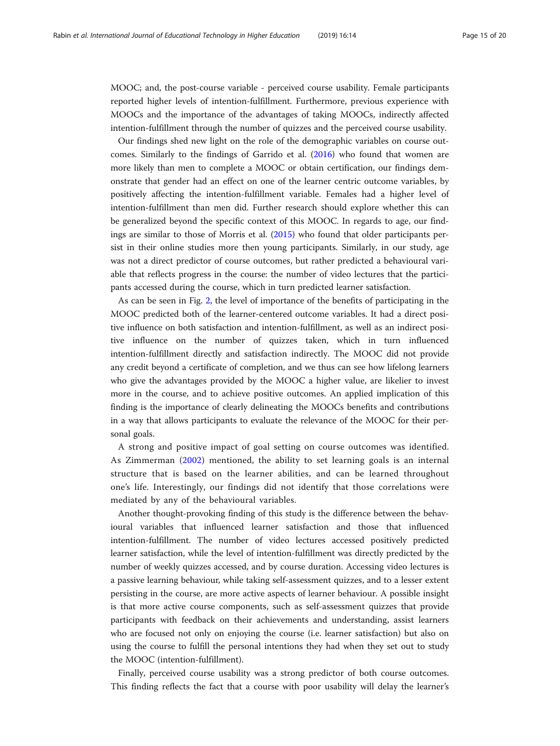MOOC; and, the post-course variable - perceived course usability. Female participants reported higher levels of intention-fulfillment. Furthermore, previous experience with MOOCs and the importance of the advantages of taking MOOCs, indirectly affected intention-fulfillment through the number of quizzes and the perceived course usability.

Our findings shed new light on the role of the demographic variables on course outcomes. Similarly to the findings of Garrido et al. (2016) who found that women are more likely than men to complete a MOOC or obtain certification, our findings demonstrate that gender had an effect on one of the learner centric outcome variables, by positively affecting the intention-fulfillment variable. Females had a higher level of intention-fulfillment than men did. Further research should explore whether this can be generalized beyond the specific context of this MOOC. In regards to age, our findings are similar to those of Morris et al. (2015) who found that older participants persist in their online studies more then young participants. Similarly, in our study, age was not a direct predictor of course outcomes, but rather predicted a behavioural variable that reflects progress in the course: the number of video lectures that the participants accessed during the course, which in turn predicted learner satisfaction.

As can be seen in Fig. 2, the level of importance of the benefits of participating in the MOOC predicted both of the learner-centered outcome variables. It had a direct positive influence on both satisfaction and intention-fulfillment, as well as an indirect positive influence on the number of quizzes taken, which in turn influenced intention-fulfillment directly and satisfaction indirectly. The MOOC did not provide any credit beyond a certificate of completion, and we thus can see how lifelong learners who give the advantages provided by the MOOC a higher value, are likelier to invest more in the course, and to achieve positive outcomes. An applied implication of this finding is the importance of clearly delineating the MOOCs benefits and contributions in a way that allows participants to evaluate the relevance of the MOOC for their personal goals.

A strong and positive impact of goal setting on course outcomes was identified. As Zimmerman (2002) mentioned, the ability to set learning goals is an internal structure that is based on the learner abilities, and can be learned throughout one's life. Interestingly, our findings did not identify that those correlations were mediated by any of the behavioural variables.

Another thought-provoking finding of this study is the difference between the behavioural variables that influenced learner satisfaction and those that influenced intention-fulfillment. The number of video lectures accessed positively predicted learner satisfaction, while the level of intention-fulfillment was directly predicted by the number of weekly quizzes accessed, and by course duration. Accessing video lectures is a passive learning behaviour, while taking self-assessment quizzes, and to a lesser extent persisting in the course, are more active aspects of learner behaviour. A possible insight is that more active course components, such as self-assessment quizzes that provide participants with feedback on their achievements and understanding, assist learners who are focused not only on enjoying the course (i.e. learner satisfaction) but also on using the course to fulfill the personal intentions they had when they set out to study the MOOC (intention-fulfillment).

Finally, perceived course usability was a strong predictor of both course outcomes. This finding reflects the fact that a course with poor usability will delay the learner's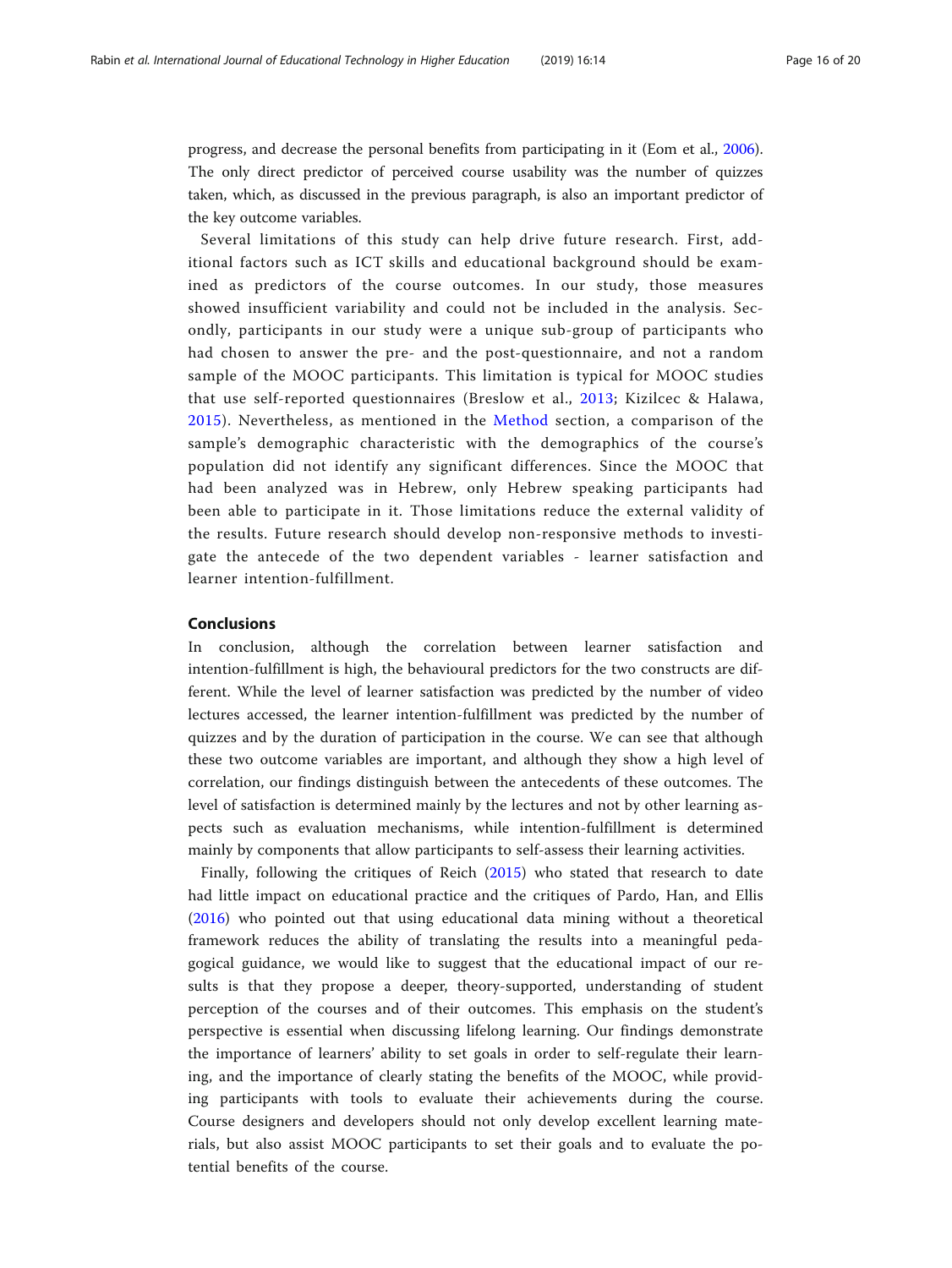progress, and decrease the personal benefits from participating in it (Eom et al., 2006). The only direct predictor of perceived course usability was the number of quizzes taken, which, as discussed in the previous paragraph, is also an important predictor of the key outcome variables.

Several limitations of this study can help drive future research. First, additional factors such as ICT skills and educational background should be examined as predictors of the course outcomes. In our study, those measures showed insufficient variability and could not be included in the analysis. Secondly, participants in our study were a unique sub-group of participants who had chosen to answer the pre- and the post-questionnaire, and not a random sample of the MOOC participants. This limitation is typical for MOOC studies that use self-reported questionnaires (Breslow et al., 2013; Kizilcec & Halawa, 2015). Nevertheless, as mentioned in the Method section, a comparison of the sample's demographic characteristic with the demographics of the course's population did not identify any significant differences. Since the MOOC that had been analyzed was in Hebrew, only Hebrew speaking participants had been able to participate in it. Those limitations reduce the external validity of the results. Future research should develop non-responsive methods to investigate the antecede of the two dependent variables - learner satisfaction and learner intention-fulfillment.

## Conclusions

In conclusion, although the correlation between learner satisfaction and intention-fulfillment is high, the behavioural predictors for the two constructs are different. While the level of learner satisfaction was predicted by the number of video lectures accessed, the learner intention-fulfillment was predicted by the number of quizzes and by the duration of participation in the course. We can see that although these two outcome variables are important, and although they show a high level of correlation, our findings distinguish between the antecedents of these outcomes. The level of satisfaction is determined mainly by the lectures and not by other learning aspects such as evaluation mechanisms, while intention-fulfillment is determined mainly by components that allow participants to self-assess their learning activities.

Finally, following the critiques of Reich (2015) who stated that research to date had little impact on educational practice and the critiques of Pardo, Han, and Ellis (2016) who pointed out that using educational data mining without a theoretical framework reduces the ability of translating the results into a meaningful pedagogical guidance, we would like to suggest that the educational impact of our results is that they propose a deeper, theory-supported, understanding of student perception of the courses and of their outcomes. This emphasis on the student's perspective is essential when discussing lifelong learning. Our findings demonstrate the importance of learners' ability to set goals in order to self-regulate their learning, and the importance of clearly stating the benefits of the MOOC, while providing participants with tools to evaluate their achievements during the course. Course designers and developers should not only develop excellent learning materials, but also assist MOOC participants to set their goals and to evaluate the potential benefits of the course.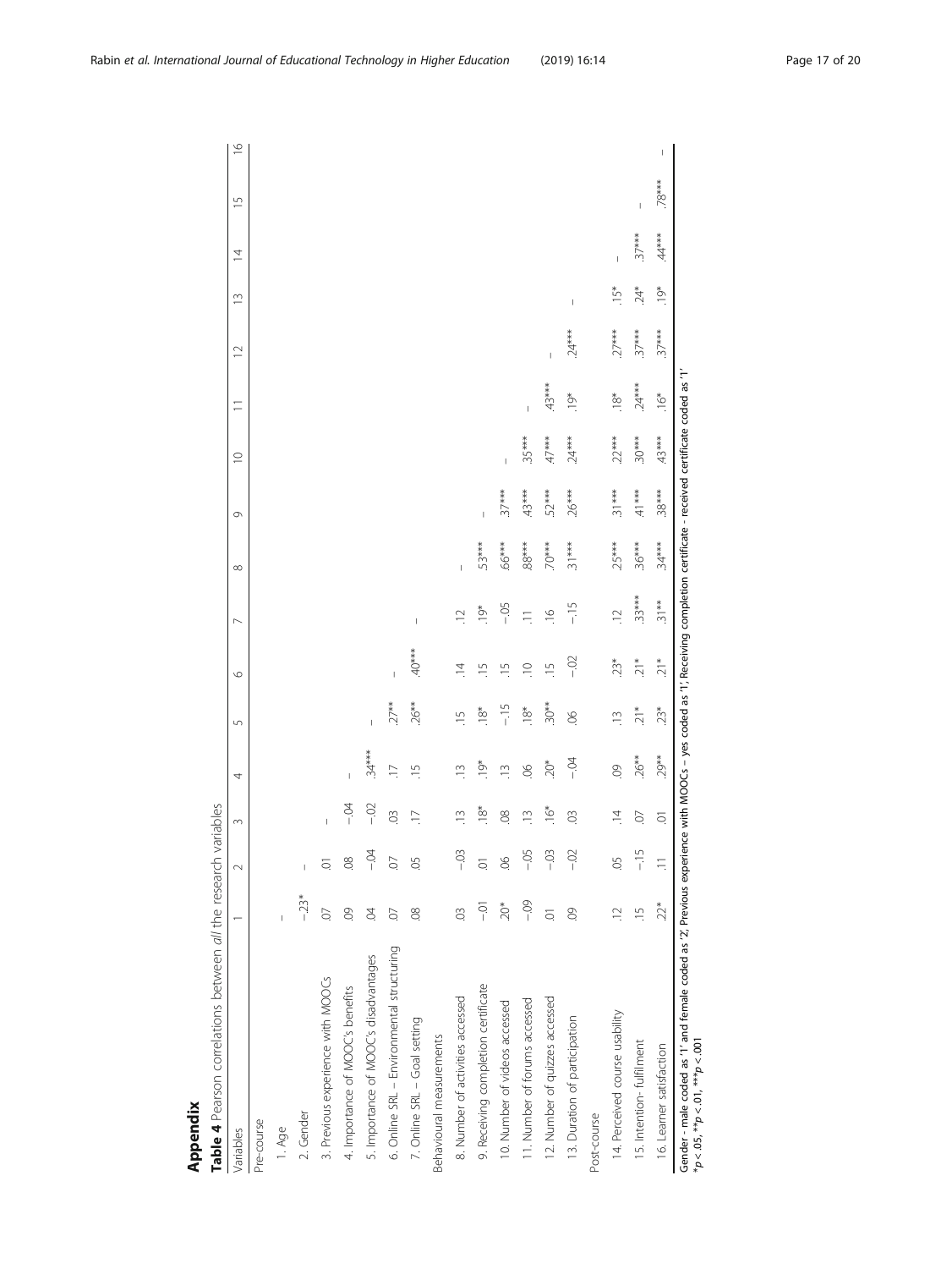## Appendix

**Table 4** Pearson correlations between *all* the research variables

| Variables | 1 | 2 | 3 | 4 | 5 | 6 | 7 | 8 | 9 | 10 | 11 | 12 | 13 | 14 | 15 | 16 |
|---|---|---|---|---|---|---|---|---|---|---|---|---|---|---|---|---|
| Pre-course | | | | | | | | | | | | | | | | |
| 1. Age | – | | | | | | | | | | | | | | | |
| 2. Gender | −.23* | – | | | | | | | | | | | | | | |
| 3. Previous experience with MOOCs | .07 | .01 | – | | | | | | | | | | | | | |
| 4. Importance of MOOC's benefits | .09 | .08 | −.04 | – | | | | | | | | | | | | |
| 5. Importance of MOOC's disadvantages | .04 | −.04 | −.02 | .34*** | – | | | | | | | | | | | |
| 6. Online SRL – Environmental structuring | .07 | .07 | .03 | .17 | .27** | – | | | | | | | | | | |
| 7. Online SRL – Goal setting | .08 | .05 | .17 | .15 | .26** | .40*** | – | | | | | | | | | |
| Behavioural measurements | | | | | | | | | | | | | | | | |
| 8. Number of activities accessed | .03 | −.03 | .13 | .13 | .15 | .14 | .12 | – | | | | | | | | |
| 9. Receiving completion certificate | −.01 | .01 | .18* | .19* | .18* | .15 | .19* | .53*** | – | | | | | | | |
| 10. Number of videos accessed | .20* | .06 | .08 | .13 | −.15 | .15 | −.05 | .66*** | .37*** | – | | | | | | |
| 11. Number of forums accessed | −.09 | −.05 | .13 | .06 | .18* | .10 | .11 | .88*** | .43*** | .35*** | – | | | | | |
| 12. Number of quizzes accessed | .01 | −.03 | .16* | .20* | .30** | .15 | .16 | .70*** | .52*** | .47*** | .43*** | – | | | | |
| 13. Duration of participation | .09 | −.02 | .03 | −.04 | .06 | −.02 | −.15 | .31*** | .26*** | .24*** | .19* | .24*** | – | | | |
| Post-course | | | | | | | | | | | | | | | | |
| 14. Perceived course usability | .12 | .05 | .14 | .09 | .13 | .23* | .12 | .25*** | .31*** | .22*** | .18* | .27*** | .15* | – | | |
| 15. Intention- fulfilment | .15 | −.15 | .07 | .26** | .21* | .21* | .33*** | .36*** | .41*** | .30*** | .24*** | .37*** | .24* | .37*** | – | |
| 16. Learner satisfaction | .22* | .11 | .01 | .29** | .23* | .21* | .31** | .34*** | .38*** | .43*** | .16* | .37*** | .19* | .44*** | .78*** | – |

Gender - male coded as '1' and female coded as '2'; Previous experience with MOOCs – yes coded as '1'; Receiving completion certificate - received certificate coded as '1'
*$p < .05$, **$p < .01$, ***$p < .001$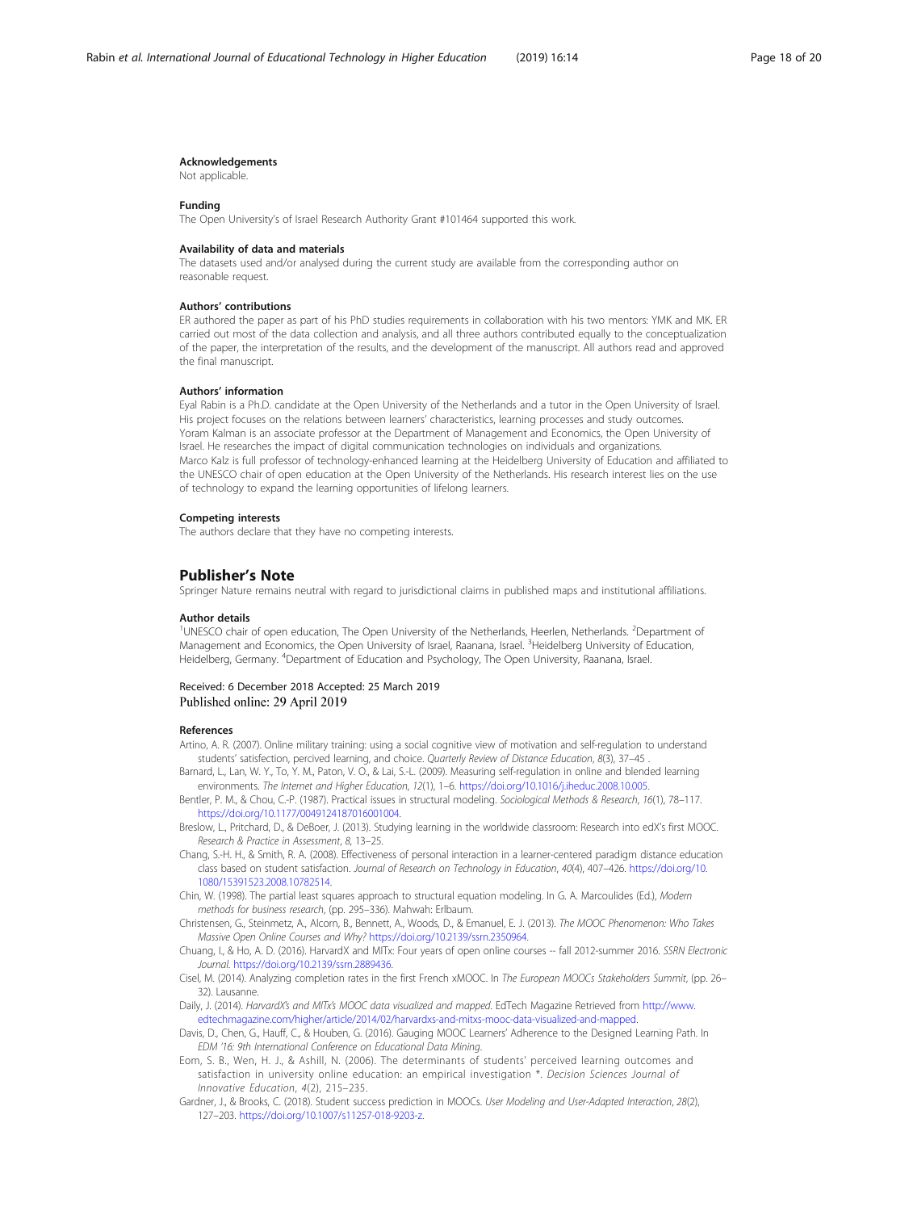### Acknowledgements

Not applicable.

### Funding

The Open University's of Israel Research Authority Grant #101464 supported this work.

### Availability of data and materials

The datasets used and/or analysed during the current study are available from the corresponding author on reasonable request.

### Authors' contributions

ER authored the paper as part of his PhD studies requirements in collaboration with his two mentors: YMK and MK. ER carried out most of the data collection and analysis, and all three authors contributed equally to the conceptualization of the paper, the interpretation of the results, and the development of the manuscript. All authors read and approved the final manuscript.

### Authors' information

Eyal Rabin is a Ph.D. candidate at the Open University of the Netherlands and a tutor in the Open University of Israel. His project focuses on the relations between learners' characteristics, learning processes and study outcomes.
Yoram Kalman is an associate professor at the Department of Management and Economics, the Open University of Israel. He researches the impact of digital communication technologies on individuals and organizations.
Marco Kalz is full professor of technology-enhanced learning at the Heidelberg University of Education and affiliated to the UNESCO chair of open education at the Open University of the Netherlands. His research interest lies on the use of technology to expand the learning opportunities of lifelong learners.

### Competing interests

The authors declare that they have no competing interests.

## Publisher's Note

Springer Nature remains neutral with regard to jurisdictional claims in published maps and institutional affiliations.

### Author details

[1]UNESCO chair of open education, The Open University of the Netherlands, Heerlen, Netherlands. [2]Department of Management and Economics, the Open University of Israel, Raanana, Israel. [3]Heidelberg University of Education, Heidelberg, Germany. [4]Department of Education and Psychology, The Open University, Raanana, Israel.

Received: 6 December 2018 Accepted: 25 March 2019
Published online: 29 April 2019

### References

Artino, A. R. (2007). Online military training: using a social cognitive view of motivation and self-regulation to understand students' satisfaction, percived learning, and choice. *Quarterly Review of Distance Education*, *8*(3), 37–45 .

Barnard, L., Lan, W. Y., To, Y. M., Paton, V. O., & Lai, S.-L. (2009). Measuring self-regulation in online and blended learning environments. *The Internet and Higher Education*, *12*(1), 1–6. https://doi.org/10.1016/j.iheduc.2008.10.005.

Bentler, P. M., & Chou, C.-P. (1987). Practical issues in structural modeling. *Sociological Methods & Research*, *16*(1), 78–117. https://doi.org/10.1177/0049124187016001004.

Breslow, L., Pritchard, D., & DeBoer, J. (2013). Studying learning in the worldwide classroom: Research into edX's first MOOC. *Research & Practice in Assessment*, *8*, 13–25.

Chang, S.-H. H., & Smith, R. A. (2008). Effectiveness of personal interaction in a learner-centered paradigm distance education class based on student satisfaction. *Journal of Research on Technology in Education*, *40*(4), 407–426. https://doi.org/10.1080/15391523.2008.10782514.

Chin, W. (1998). The partial least squares approach to structural equation modeling. In G. A. Marcoulides (Ed.), *Modern methods for business research*, (pp. 295–336). Mahwah: Erlbaum.

Christensen, G., Steinmetz, A., Alcorn, B., Bennett, A., Woods, D., & Emanuel, E. J. (2013). *The MOOC Phenomenon: Who Takes Massive Open Online Courses and Why?* https://doi.org/10.2139/ssrn.2350964.

Chuang, I., & Ho, A. D. (2016). HarvardX and MITx: Four years of open online courses -- fall 2012-summer 2016. *SSRN Electronic Journal*. https://doi.org/10.2139/ssrn.2889436.

Cisel, M. (2014). Analyzing completion rates in the first French xMOOC. In *The European MOOCs Stakeholders Summit*, (pp. 26–32). Lausanne.

Daily, J. (2014). *HarvardX's and MITx's MOOC data visualized and mapped*. EdTech Magazine Retrieved from http://www.edtechmagazine.com/higher/article/2014/02/harvardxs-and-mitxs-mooc-data-visualized-and-mapped.

Davis, D., Chen, G., Hauff, C., & Houben, G. (2016). Gauging MOOC Learners' Adherence to the Designed Learning Path. In *EDM '16: 9th International Conference on Educational Data Mining*.

Eom, S. B., Wen, H. J., & Ashill, N. (2006). The determinants of students' perceived learning outcomes and satisfaction in university online education: an empirical investigation *. *Decision Sciences Journal of Innovative Education*, *4*(2), 215–235.

Gardner, J., & Brooks, C. (2018). Student success prediction in MOOCs. *User Modeling and User-Adapted Interaction*, *28*(2), 127–203. https://doi.org/10.1007/s11257-018-9203-z.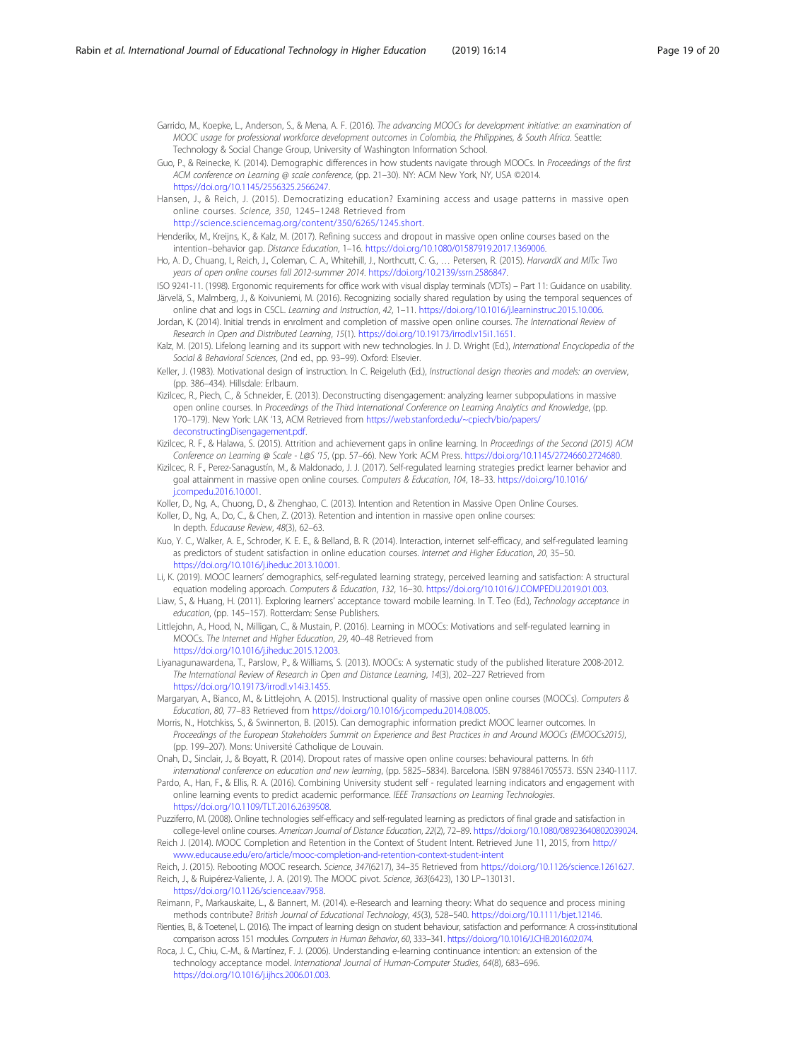Garrido, M., Koepke, L., Anderson, S., & Mena, A. F. (2016). *The advancing MOOCs for development initiative: an examination of MOOC usage for professional workforce development outcomes in Colombia, the Philippines, & South Africa*. Seattle: Technology & Social Change Group, University of Washington Information School.

Guo, P., & Reinecke, K. (2014). Demographic differences in how students navigate through MOOCs. In *Proceedings of the first ACM conference on Learning @ scale conference*, (pp. 21–30). NY: ACM New York, NY, USA ©2014. https://doi.org/10.1145/2556325.2566247.

Hansen, J., & Reich, J. (2015). Democratizing education? Examining access and usage patterns in massive open online courses. *Science*, *350*, 1245–1248 Retrieved from http://science.sciencemag.org/content/350/6265/1245.short.

Henderikx, M., Kreijns, K., & Kalz, M. (2017). Refining success and dropout in massive open online courses based on the intention–behavior gap. *Distance Education*, 1–16. https://doi.org/10.1080/01587919.2017.1369006.

Ho, A. D., Chuang, I., Reich, J., Coleman, C. A., Whitehill, J., Northcutt, C. G., … Petersen, R. (2015). *HarvardX and MITx: Two years of open online courses fall 2012-summer 2014*. https://doi.org/10.2139/ssrn.2586847.

ISO 9241-11. (1998). Ergonomic requirements for office work with visual display terminals (VDTs) – Part 11: Guidance on usability.

Järvelä, S., Malmberg, J., & Koivuniemi, M. (2016). Recognizing socially shared regulation by using the temporal sequences of online chat and logs in CSCL. *Learning and Instruction*, *42*, 1–11. https://doi.org/10.1016/j.learninstruc.2015.10.006.

Jordan, K. (2014). Initial trends in enrolment and completion of massive open online courses. *The International Review of Research in Open and Distributed Learning*, *15*(1). https://doi.org/10.19173/irrodl.v15i1.1651.

Kalz, M. (2015). Lifelong learning and its support with new technologies. In J. D. Wright (Ed.), *International Encyclopedia of the Social & Behavioral Sciences*, (2nd ed., pp. 93–99). Oxford: Elsevier.

Keller, J. (1983). Motivational design of instruction. In C. Reigeluth (Ed.), *Instructional design theories and models: an overview*, (pp. 386–434). Hillsdale: Erlbaum.

Kizilcec, R., Piech, C., & Schneider, E. (2013). Deconstructing disengagement: analyzing learner subpopulations in massive open online courses. In *Proceedings of the Third International Conference on Learning Analytics and Knowledge*, (pp. 170–179). New York: LAK '13, ACM Retrieved from https://web.stanford.edu/~cpiech/bio/papers/deconstructingDisengagement.pdf.

Kizilcec, R. F., & Halawa, S. (2015). Attrition and achievement gaps in online learning. In *Proceedings of the Second (2015) ACM Conference on Learning @ Scale - L@S '15*, (pp. 57–66). New York: ACM Press. https://doi.org/10.1145/2724660.2724680.

Kizilcec, R. F., Perez-Sanagustín, M., & Maldonado, J. J. (2017). Self-regulated learning strategies predict learner behavior and goal attainment in massive open online courses. *Computers & Education*, *104*, 18–33. https://doi.org/10.1016/j.compedu.2016.10.001.

Koller, D., Ng, A., Chuong, D., & Zhenghao, C. (2013). Intention and Retention in Massive Open Online Courses.

Koller, D., Ng, A., Do, C., & Chen, Z. (2013). Retention and intention in massive open online courses: In depth. *Educause Review*, *48*(3), 62–63.

Kuo, Y. C., Walker, A. E., Schroder, K. E. E., & Belland, B. R. (2014). Interaction, internet self-efficacy, and self-regulated learning as predictors of student satisfaction in online education courses. *Internet and Higher Education*, *20*, 35–50. https://doi.org/10.1016/j.iheduc.2013.10.001.

Li, K. (2019). MOOC learners' demographics, self-regulated learning strategy, perceived learning and satisfaction: A structural equation modeling approach. *Computers & Education*, *132*, 16–30. https://doi.org/10.1016/J.COMPEDU.2019.01.003.

Liaw, S., & Huang, H. (2011). Exploring learners' acceptance toward mobile learning. In T. Teo (Ed.), *Technology acceptance in education*, (pp. 145–157). Rotterdam: Sense Publishers.

Littlejohn, A., Hood, N., Milligan, C., & Mustain, P. (2016). Learning in MOOCs: Motivations and self-regulated learning in MOOCs. *The Internet and Higher Education*, *29*, 40–48 Retrieved from https://doi.org/10.1016/j.iheduc.2015.12.003.

Liyanagunawardena, T., Parslow, P., & Williams, S. (2013). MOOCs: A systematic study of the published literature 2008-2012. *The International Review of Research in Open and Distance Learning*, *14*(3), 202–227 Retrieved from https://doi.org/10.19173/irrodl.v14i3.1455.

Margaryan, A., Bianco, M., & Littlejohn, A. (2015). Instructional quality of massive open online courses (MOOCs). *Computers & Education*, *80*, 77–83 Retrieved from https://doi.org/10.1016/j.compedu.2014.08.005.

Morris, N., Hotchkiss, S., & Swinnerton, B. (2015). Can demographic information predict MOOC learner outcomes. In *Proceedings of the European Stakeholders Summit on Experience and Best Practices in and Around MOOCs (EMOOCs2015)*, (pp. 199–207). Mons: Université Catholique de Louvain.

Onah, D., Sinclair, J., & Boyatt, R. (2014). Dropout rates of massive open online courses: behavioural patterns. In *6th international conference on education and new learning*, (pp. 5825–5834). Barcelona. ISBN 9788461705573. ISSN 2340-1117.

Pardo, A., Han, F., & Ellis, R. A. (2016). Combining University student self - regulated learning indicators and engagement with online learning events to predict academic performance. *IEEE Transactions on Learning Technologies*. https://doi.org/10.1109/TLT.2016.2639508.

Puzziferro, M. (2008). Online technologies self-efficacy and self-regulated learning as predictors of final grade and satisfaction in college-level online courses. *American Journal of Distance Education*, *22*(2), 72–89. https://doi.org/10.1080/08923640802039024.

Reich J. (2014). MOOC Completion and Retention in the Context of Student Intent. Retrieved June 11, 2015, from http://www.educause.edu/ero/article/mooc-completion-and-retention-context-student-intent

Reich, J. (2015). Rebooting MOOC research. *Science*, *347*(6217), 34–35 Retrieved from https://doi.org/10.1126/science.1261627.

Reich, J., & Ruipérez-Valiente, J. A. (2019). The MOOC pivot. *Science*, *363*(6423), 130 LP–130131. https://doi.org/10.1126/science.aav7958.

Reimann, P., Markauskaite, L., & Bannert, M. (2014). e-Research and learning theory: What do sequence and process mining methods contribute? *British Journal of Educational Technology*, *45*(3), 528–540. https://doi.org/10.1111/bjet.12146.

Rienties, B., & Toetenel, L. (2016). The impact of learning design on student behaviour, satisfaction and performance: A cross-institutional comparison across 151 modules. *Computers in Human Behavior*, *60*, 333–341. https://doi.org/10.1016/J.CHB.2016.02.074.

Roca, J. C., Chiu, C.-M., & Martínez, F. J. (2006). Understanding e-learning continuance intention: an extension of the technology acceptance model. *International Journal of Human-Computer Studies*, *64*(8), 683–696. https://doi.org/10.1016/j.ijhcs.2006.01.003.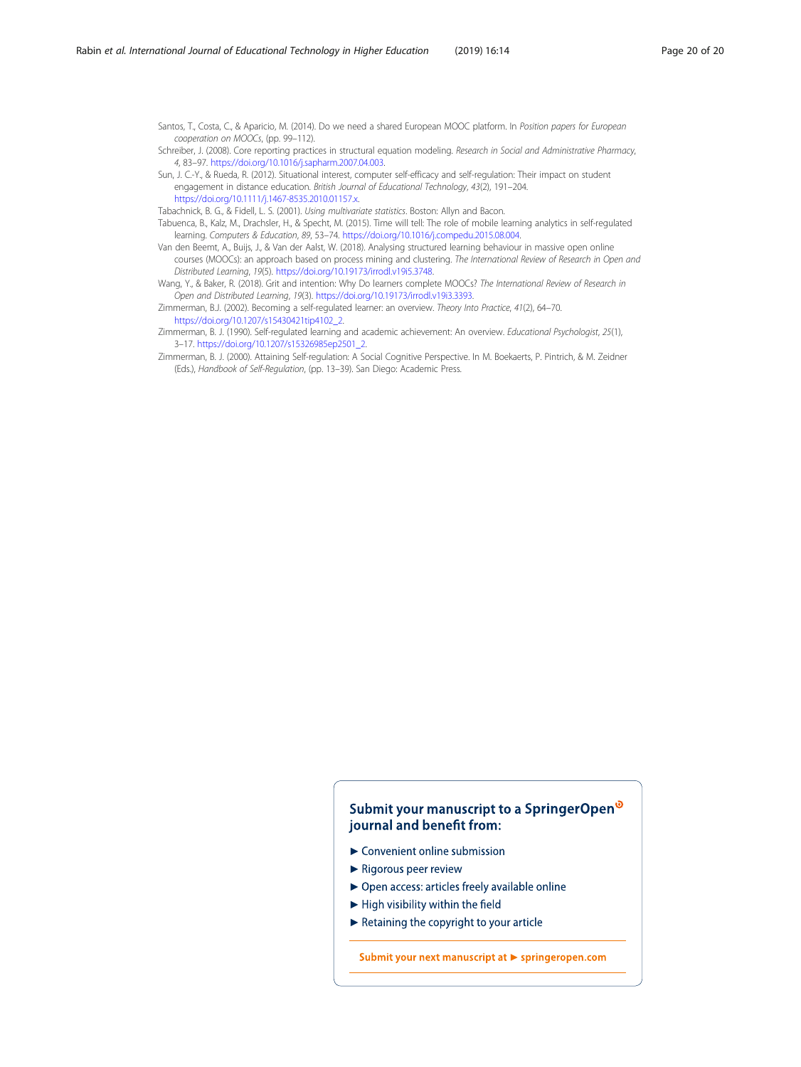Santos, T., Costa, C., & Aparicio, M. (2014). Do we need a shared European MOOC platform. In *Position papers for European cooperation on MOOCs*, (pp. 99–112).

Schreiber, J. (2008). Core reporting practices in structural equation modeling. *Research in Social and Administrative Pharmacy*, *4*, 83–97. https://doi.org/10.1016/j.sapharm.2007.04.003.

Sun, J. C.-Y., & Rueda, R. (2012). Situational interest, computer self-efficacy and self-regulation: Their impact on student engagement in distance education. *British Journal of Educational Technology*, *43*(2), 191–204. https://doi.org/10.1111/j.1467-8535.2010.01157.x.

Tabachnick, B. G., & Fidell, L. S. (2001). *Using multivariate statistics*. Boston: Allyn and Bacon.

Tabuenca, B., Kalz, M., Drachsler, H., & Specht, M. (2015). Time will tell: The role of mobile learning analytics in self-regulated learning. *Computers & Education*, *89*, 53–74. https://doi.org/10.1016/j.compedu.2015.08.004.

Van den Beemt, A., Buijs, J., & Van der Aalst, W. (2018). Analysing structured learning behaviour in massive open online courses (MOOCs): an approach based on process mining and clustering. *The International Review of Research in Open and Distributed Learning*, *19*(5). https://doi.org/10.19173/irrodl.v19i5.3748.

Wang, Y., & Baker, R. (2018). Grit and intention: Why Do learners complete MOOCs? *The International Review of Research in Open and Distributed Learning*, *19*(3). https://doi.org/10.19173/irrodl.v19i3.3393.

Zimmerman, B.J. (2002). Becoming a self-regulated learner: an overview. *Theory Into Practice*, *41*(2), 64–70. https://doi.org/10.1207/s15430421tip4102_2.

Zimmerman, B. J. (1990). Self-regulated learning and academic achievement: An overview. *Educational Psychologist*, *25*(1), 3–17. https://doi.org/10.1207/s15326985ep2501_2.

Zimmerman, B. J. (2000). Attaining Self-regulation: A Social Cognitive Perspective. In M. Boekaerts, P. Pintrich, & M. Zeidner (Eds.), *Handbook of Self-Regulation*, (pp. 13–39). San Diego: Academic Press.

**Submit your manuscript to a SpringerOpen journal and benefit from:**

- ► Convenient online submission
- ► Rigorous peer review
- ► Open access: articles freely available online
- ► High visibility within the field
- ► Retaining the copyright to your article

**Submit your next manuscript at ► springeropen.com**